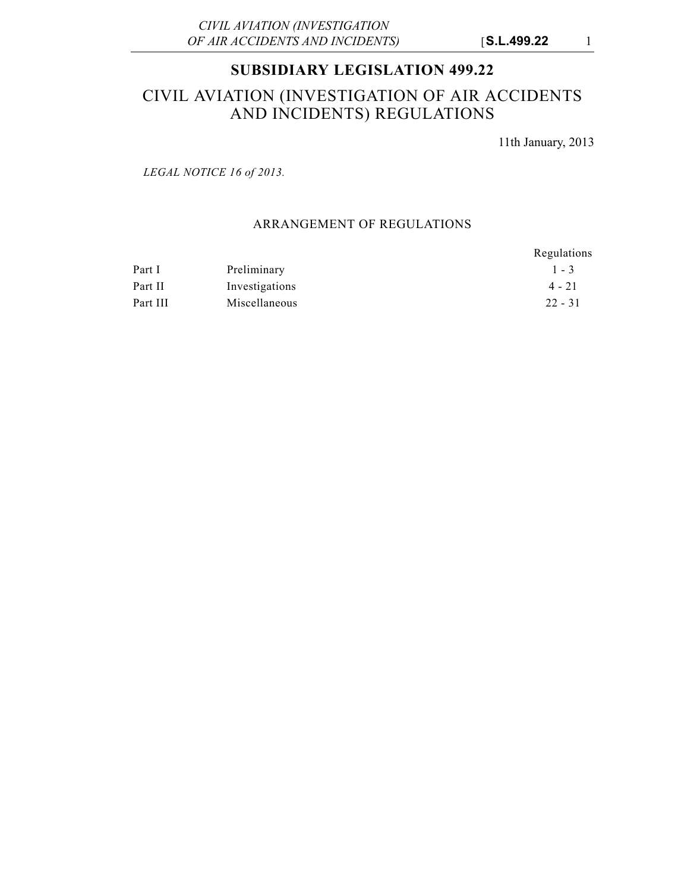# SUBSIDIARY LEGISLATION 499.22

## CIVIL AVIATION (INVESTIGATION OF AIR ACCIDENTS AND INCIDENTS) REGULATIONS

11th January, 2013

*LEGAL NOTICE 16 of 2013.*

### ARRANGEMENT OF REGULATIONS

| | | Regulations |
|---|---|---|
| Part I | Preliminary | 1 - 3 |
| Part II | Investigations | 4 - 21 |
| Part III | Miscellaneous | 22 - 31 |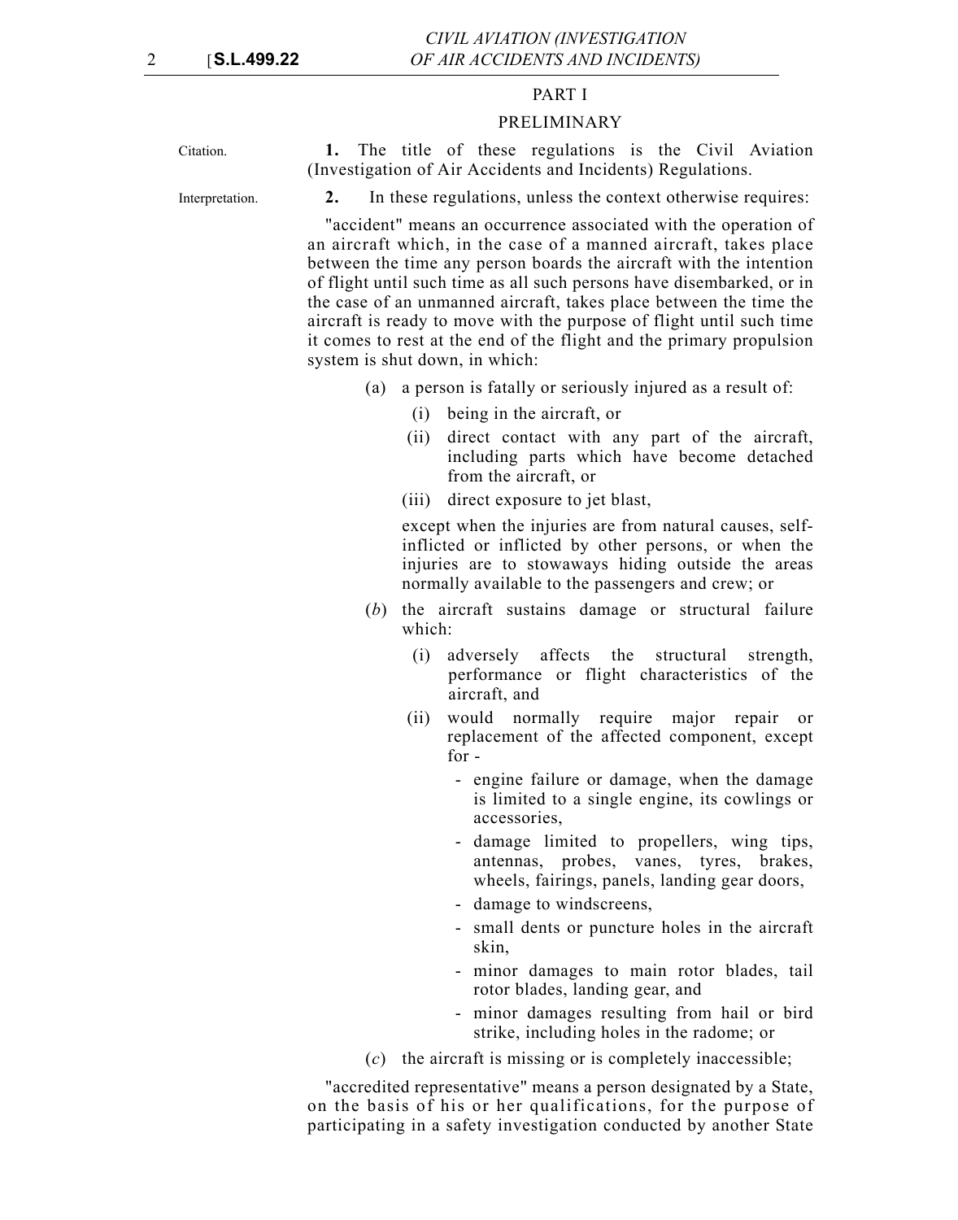## PART I

## PRELIMINARY

Citation.

**1.** The title of these regulations is the Civil Aviation (Investigation of Air Accidents and Incidents) Regulations.

Interpretation.

**2.** In these regulations, unless the context otherwise requires:

"accident" means an occurrence associated with the operation of an aircraft which, in the case of a manned aircraft, takes place between the time any person boards the aircraft with the intention of flight until such time as all such persons have disembarked, or in the case of an unmanned aircraft, takes place between the time the aircraft is ready to move with the purpose of flight until such time it comes to rest at the end of the flight and the primary propulsion system is shut down, in which:

(a) a person is fatally or seriously injured as a result of:

(i) being in the aircraft, or

(ii) direct contact with any part of the aircraft, including parts which have become detached from the aircraft, or

(iii) direct exposure to jet blast,

except when the injuries are from natural causes, self-inflicted or inflicted by other persons, or when the injuries are to stowaways hiding outside the areas normally available to the passengers and crew; or

(*b*) the aircraft sustains damage or structural failure which:

(i) adversely affects the structural strength, performance or flight characteristics of the aircraft, and

(ii) would normally require major repair or replacement of the affected component, except for -

- engine failure or damage, when the damage is limited to a single engine, its cowlings or accessories,
- damage limited to propellers, wing tips, antennas, probes, vanes, tyres, brakes, wheels, fairings, panels, landing gear doors,
- damage to windscreens,
- small dents or puncture holes in the aircraft skin,
- minor damages to main rotor blades, tail rotor blades, landing gear, and
- minor damages resulting from hail or bird strike, including holes in the radome; or

(*c*) the aircraft is missing or is completely inaccessible;

"accredited representative" means a person designated by a State, on the basis of his or her qualifications, for the purpose of participating in a safety investigation conducted by another State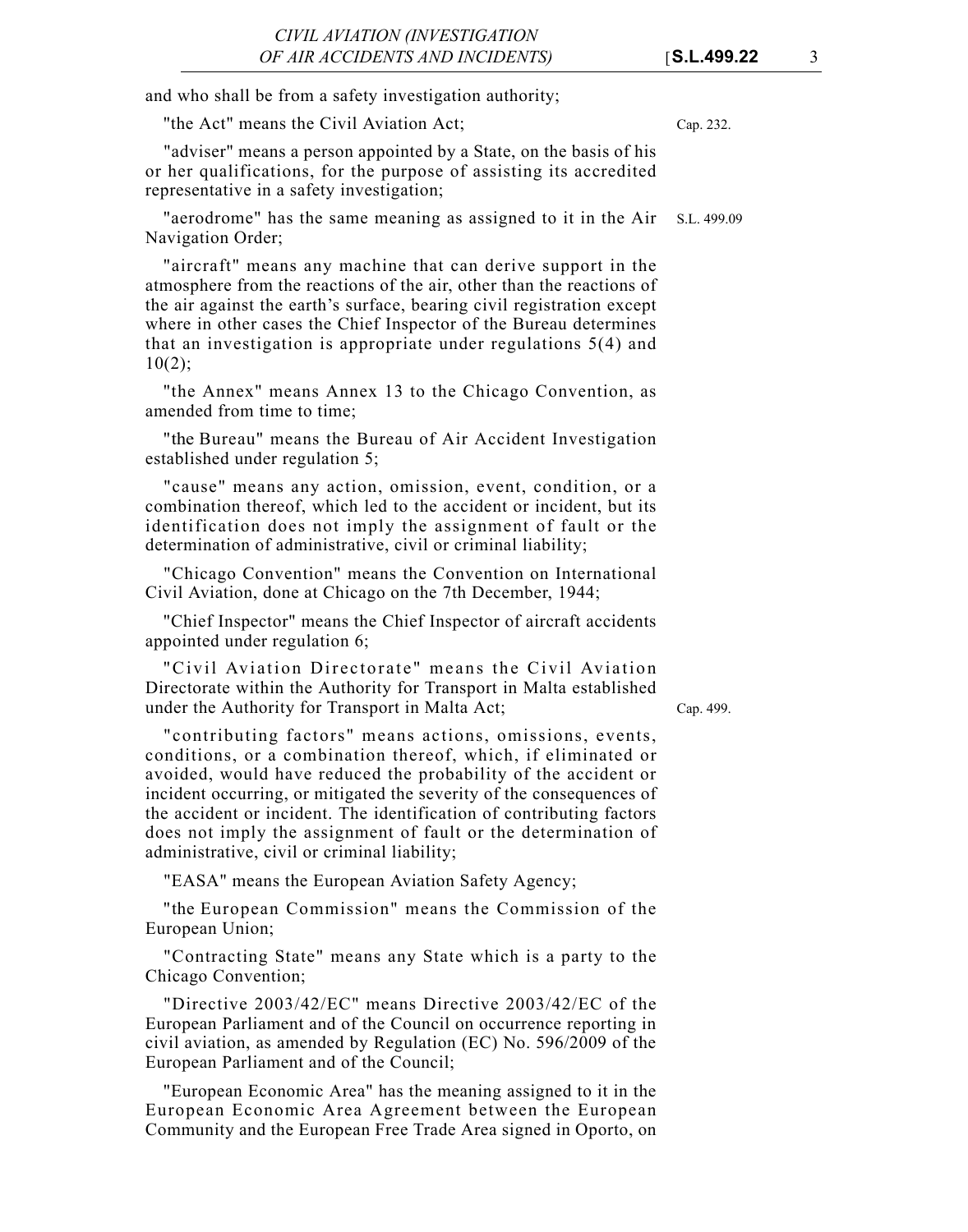and who shall be from a safety investigation authority;

"the Act" means the Civil Aviation Act; Cap. 232.

"adviser" means a person appointed by a State, on the basis of his or her qualifications, for the purpose of assisting its accredited representative in a safety investigation;

"aerodrome" has the same meaning as assigned to it in the Air Navigation Order; S.L. 499.09

"aircraft" means any machine that can derive support in the atmosphere from the reactions of the air, other than the reactions of the air against the earth's surface, bearing civil registration except where in other cases the Chief Inspector of the Bureau determines that an investigation is appropriate under regulations 5(4) and 10(2);

"the Annex" means Annex 13 to the Chicago Convention, as amended from time to time;

"the Bureau" means the Bureau of Air Accident Investigation established under regulation 5;

"cause" means any action, omission, event, condition, or a combination thereof, which led to the accident or incident, but its identification does not imply the assignment of fault or the determination of administrative, civil or criminal liability;

"Chicago Convention" means the Convention on International Civil Aviation, done at Chicago on the 7th December, 1944;

"Chief Inspector" means the Chief Inspector of aircraft accidents appointed under regulation 6;

"Civil Aviation Directorate" means the Civil Aviation Directorate within the Authority for Transport in Malta established under the Authority for Transport in Malta Act; Cap. 499.

"contributing factors" means actions, omissions, events, conditions, or a combination thereof, which, if eliminated or avoided, would have reduced the probability of the accident or incident occurring, or mitigated the severity of the consequences of the accident or incident. The identification of contributing factors does not imply the assignment of fault or the determination of administrative, civil or criminal liability;

"EASA" means the European Aviation Safety Agency;

"the European Commission" means the Commission of the European Union;

"Contracting State" means any State which is a party to the Chicago Convention;

"Directive 2003/42/EC" means Directive 2003/42/EC of the European Parliament and of the Council on occurrence reporting in civil aviation, as amended by Regulation (EC) No. 596/2009 of the European Parliament and of the Council;

"European Economic Area" has the meaning assigned to it in the European Economic Area Agreement between the European Community and the European Free Trade Area signed in Oporto, on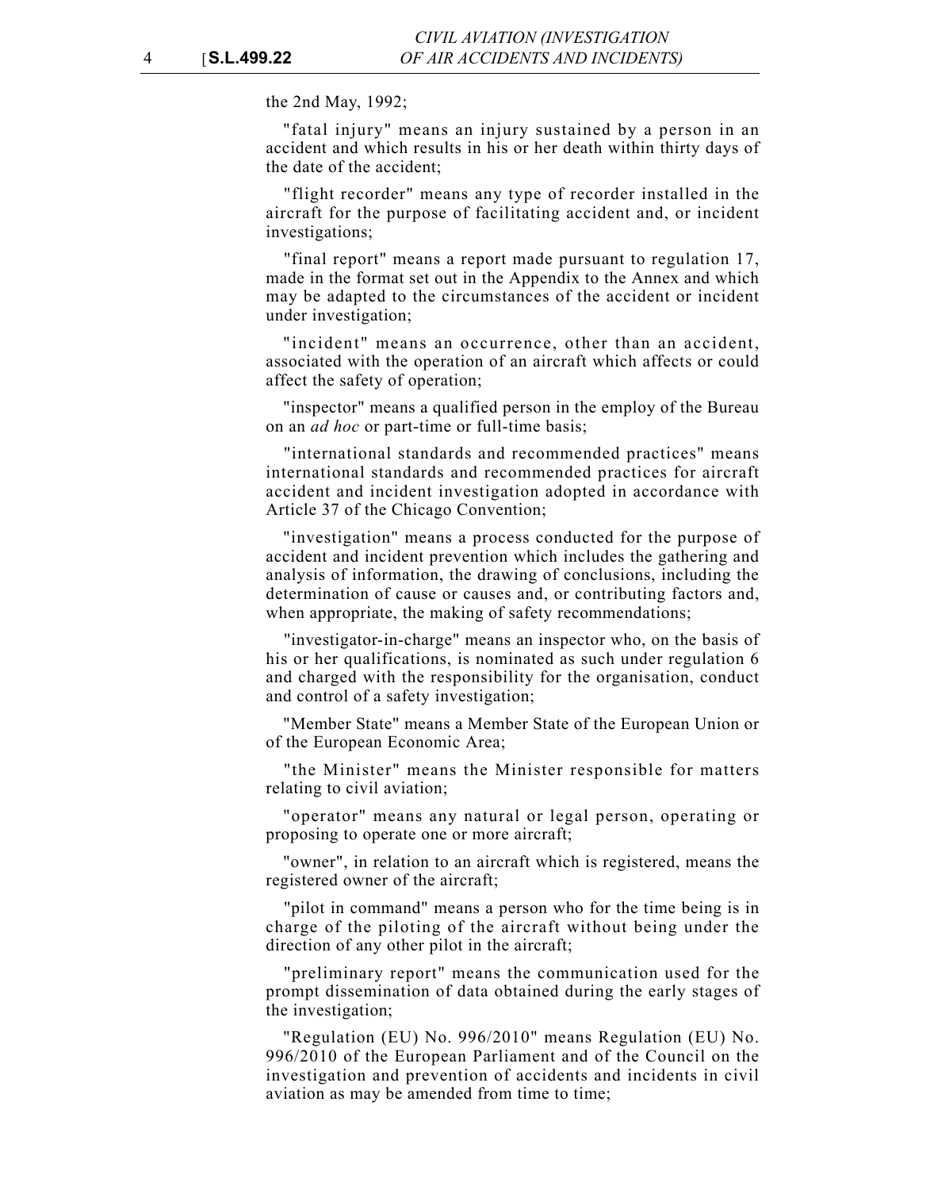the 2nd May, 1992;

"fatal injury" means an injury sustained by a person in an accident and which results in his or her death within thirty days of the date of the accident;

"flight recorder" means any type of recorder installed in the aircraft for the purpose of facilitating accident and, or incident investigations;

"final report" means a report made pursuant to regulation 17, made in the format set out in the Appendix to the Annex and which may be adapted to the circumstances of the accident or incident under investigation;

"incident" means an occurrence, other than an accident, associated with the operation of an aircraft which affects or could affect the safety of operation;

"inspector" means a qualified person in the employ of the Bureau on an *ad hoc* or part-time or full-time basis;

"international standards and recommended practices" means international standards and recommended practices for aircraft accident and incident investigation adopted in accordance with Article 37 of the Chicago Convention;

"investigation" means a process conducted for the purpose of accident and incident prevention which includes the gathering and analysis of information, the drawing of conclusions, including the determination of cause or causes and, or contributing factors and, when appropriate, the making of safety recommendations;

"investigator-in-charge" means an inspector who, on the basis of his or her qualifications, is nominated as such under regulation 6 and charged with the responsibility for the organisation, conduct and control of a safety investigation;

"Member State" means a Member State of the European Union or of the European Economic Area;

"the Minister" means the Minister responsible for matters relating to civil aviation;

"operator" means any natural or legal person, operating or proposing to operate one or more aircraft;

"owner", in relation to an aircraft which is registered, means the registered owner of the aircraft;

"pilot in command" means a person who for the time being is in charge of the piloting of the aircraft without being under the direction of any other pilot in the aircraft;

"preliminary report" means the communication used for the prompt dissemination of data obtained during the early stages of the investigation;

"Regulation (EU) No. 996/2010" means Regulation (EU) No. 996/2010 of the European Parliament and of the Council on the investigation and prevention of accidents and incidents in civil aviation as may be amended from time to time;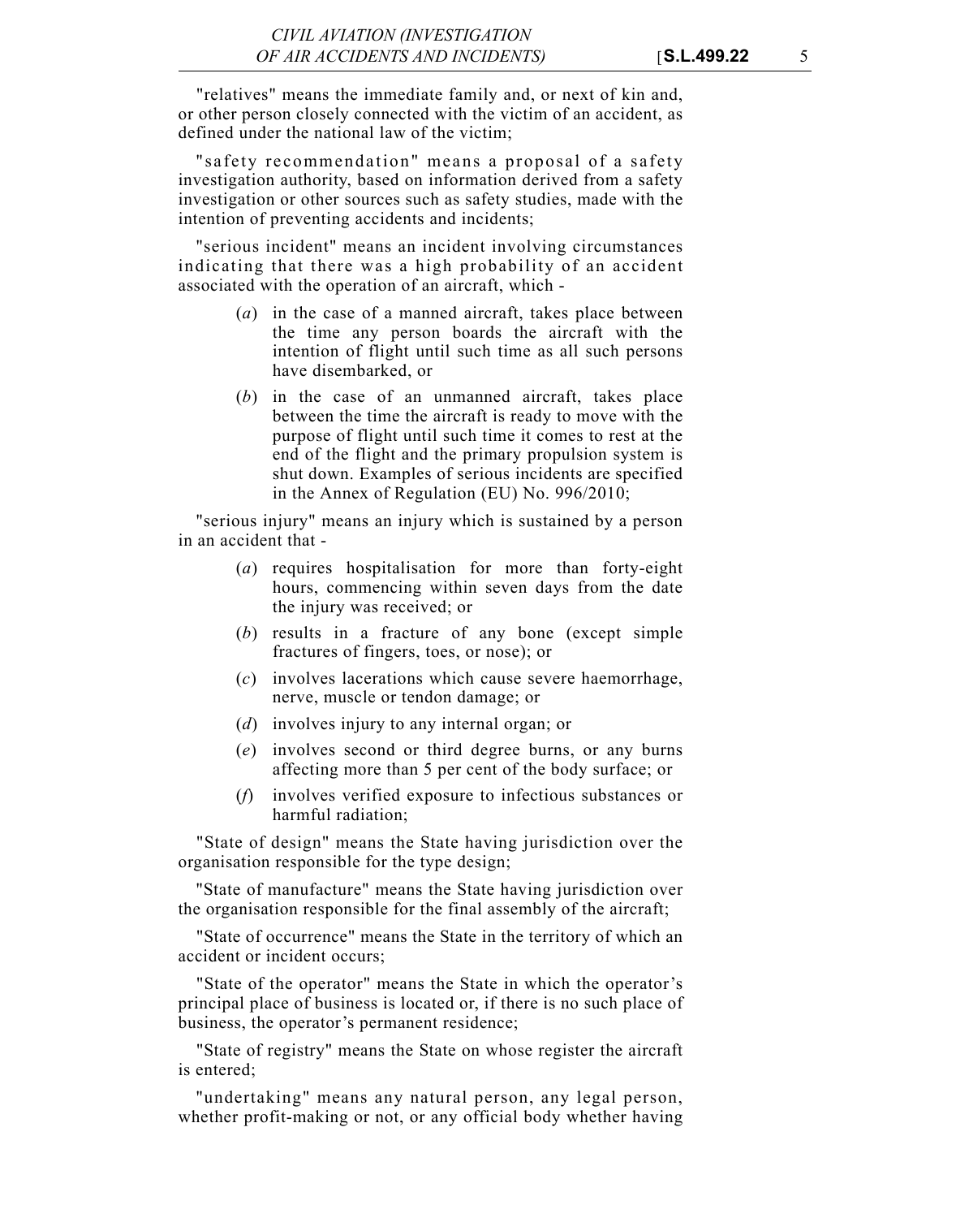"relatives" means the immediate family and, or next of kin and, or other person closely connected with the victim of an accident, as defined under the national law of the victim;

"safety recommendation" means a proposal of a safety investigation authority, based on information derived from a safety investigation or other sources such as safety studies, made with the intention of preventing accidents and incidents;

"serious incident" means an incident involving circumstances indicating that there was a high probability of an accident associated with the operation of an aircraft, which -

(*a*) in the case of a manned aircraft, takes place between the time any person boards the aircraft with the intention of flight until such time as all such persons have disembarked, or

(*b*) in the case of an unmanned aircraft, takes place between the time the aircraft is ready to move with the purpose of flight until such time it comes to rest at the end of the flight and the primary propulsion system is shut down. Examples of serious incidents are specified in the Annex of Regulation (EU) No. 996/2010;

"serious injury" means an injury which is sustained by a person in an accident that -

(*a*) requires hospitalisation for more than forty-eight hours, commencing within seven days from the date the injury was received; or

(*b*) results in a fracture of any bone (except simple fractures of fingers, toes, or nose); or

(*c*) involves lacerations which cause severe haemorrhage, nerve, muscle or tendon damage; or

(*d*) involves injury to any internal organ; or

(*e*) involves second or third degree burns, or any burns affecting more than 5 per cent of the body surface; or

(*f*) involves verified exposure to infectious substances or harmful radiation;

"State of design" means the State having jurisdiction over the organisation responsible for the type design;

"State of manufacture" means the State having jurisdiction over the organisation responsible for the final assembly of the aircraft;

"State of occurrence" means the State in the territory of which an accident or incident occurs;

"State of the operator" means the State in which the operator's principal place of business is located or, if there is no such place of business, the operator's permanent residence;

"State of registry" means the State on whose register the aircraft is entered;

"undertaking" means any natural person, any legal person, whether profit-making or not, or any official body whether having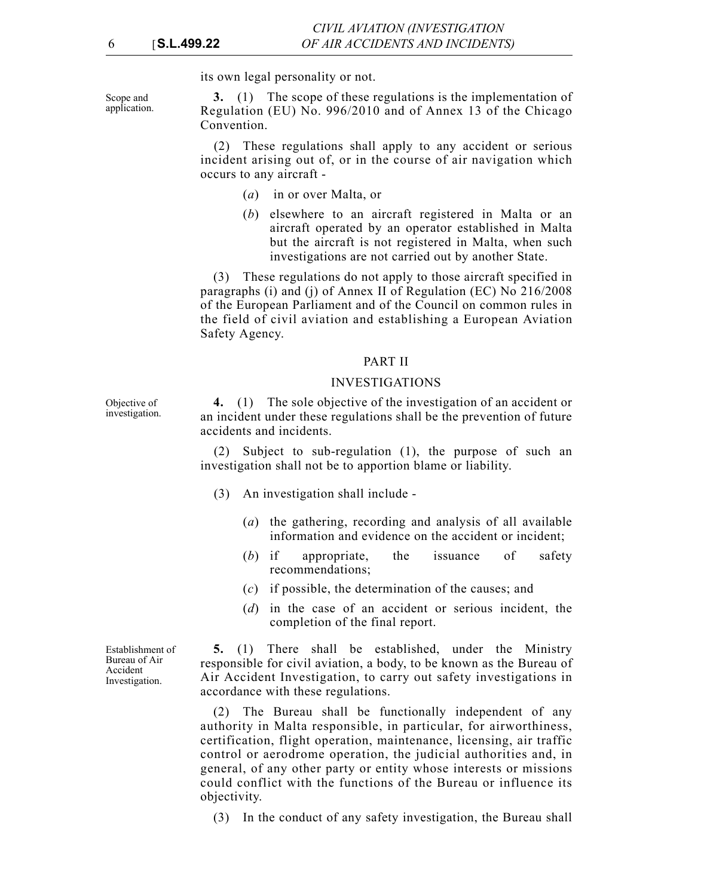its own legal personality or not.

Scope and application.

**3.** (1) The scope of these regulations is the implementation of Regulation (EU) No. 996/2010 and of Annex 13 of the Chicago Convention.

(2) These regulations shall apply to any accident or serious incident arising out of, or in the course of air navigation which occurs to any aircraft -

(*a*) in or over Malta, or

(*b*) elsewhere to an aircraft registered in Malta or an aircraft operated by an operator established in Malta but the aircraft is not registered in Malta, when such investigations are not carried out by another State.

(3) These regulations do not apply to those aircraft specified in paragraphs (i) and (j) of Annex II of Regulation (EC) No 216/2008 of the European Parliament and of the Council on common rules in the field of civil aviation and establishing a European Aviation Safety Agency.

## PART II

## INVESTIGATIONS

Objective of investigation.

**4.** (1) The sole objective of the investigation of an accident or an incident under these regulations shall be the prevention of future accidents and incidents.

(2) Subject to sub-regulation (1), the purpose of such an investigation shall not be to apportion blame or liability.

(3) An investigation shall include -

(*a*) the gathering, recording and analysis of all available information and evidence on the accident or incident;

(*b*) if appropriate, the issuance of safety recommendations;

(*c*) if possible, the determination of the causes; and

(*d*) in the case of an accident or serious incident, the completion of the final report.

Establishment of Bureau of Air Accident Investigation.

**5.** (1) There shall be established, under the Ministry responsible for civil aviation, a body, to be known as the Bureau of Air Accident Investigation, to carry out safety investigations in accordance with these regulations.

(2) The Bureau shall be functionally independent of any authority in Malta responsible, in particular, for airworthiness, certification, flight operation, maintenance, licensing, air traffic control or aerodrome operation, the judicial authorities and, in general, of any other party or entity whose interests or missions could conflict with the functions of the Bureau or influence its objectivity.

(3) In the conduct of any safety investigation, the Bureau shall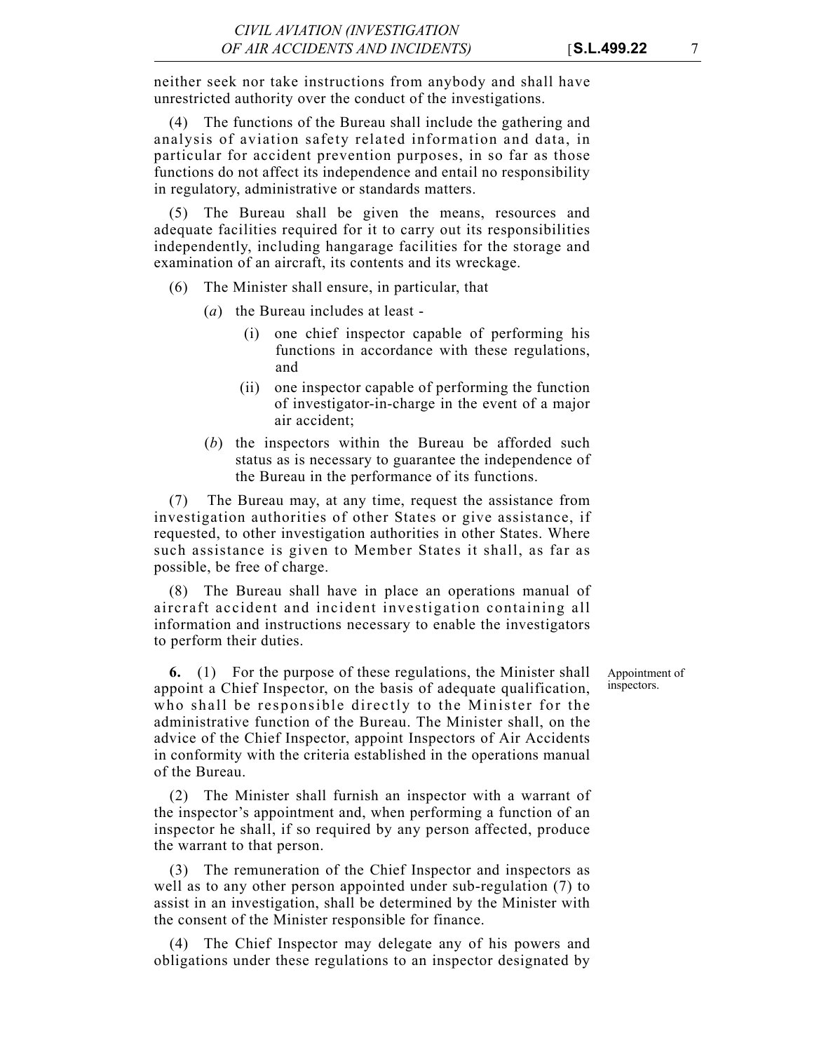neither seek nor take instructions from anybody and shall have unrestricted authority over the conduct of the investigations.

(4) The functions of the Bureau shall include the gathering and analysis of aviation safety related information and data, in particular for accident prevention purposes, in so far as those functions do not affect its independence and entail no responsibility in regulatory, administrative or standards matters.

(5) The Bureau shall be given the means, resources and adequate facilities required for it to carry out its responsibilities independently, including hangarage facilities for the storage and examination of an aircraft, its contents and its wreckage.

(6) The Minister shall ensure, in particular, that

(*a*) the Bureau includes at least -

(i) one chief inspector capable of performing his functions in accordance with these regulations, and

(ii) one inspector capable of performing the function of investigator-in-charge in the event of a major air accident;

(*b*) the inspectors within the Bureau be afforded such status as is necessary to guarantee the independence of the Bureau in the performance of its functions.

(7) The Bureau may, at any time, request the assistance from investigation authorities of other States or give assistance, if requested, to other investigation authorities in other States. Where such assistance is given to Member States it shall, as far as possible, be free of charge.

(8) The Bureau shall have in place an operations manual of aircraft accident and incident investigation containing all information and instructions necessary to enable the investigators to perform their duties.

Appointment of inspectors.

**6.** (1) For the purpose of these regulations, the Minister shall appoint a Chief Inspector, on the basis of adequate qualification, who shall be responsible directly to the Minister for the administrative function of the Bureau. The Minister shall, on the advice of the Chief Inspector, appoint Inspectors of Air Accidents in conformity with the criteria established in the operations manual of the Bureau.

(2) The Minister shall furnish an inspector with a warrant of the inspector's appointment and, when performing a function of an inspector he shall, if so required by any person affected, produce the warrant to that person.

(3) The remuneration of the Chief Inspector and inspectors as well as to any other person appointed under sub-regulation (7) to assist in an investigation, shall be determined by the Minister with the consent of the Minister responsible for finance.

(4) The Chief Inspector may delegate any of his powers and obligations under these regulations to an inspector designated by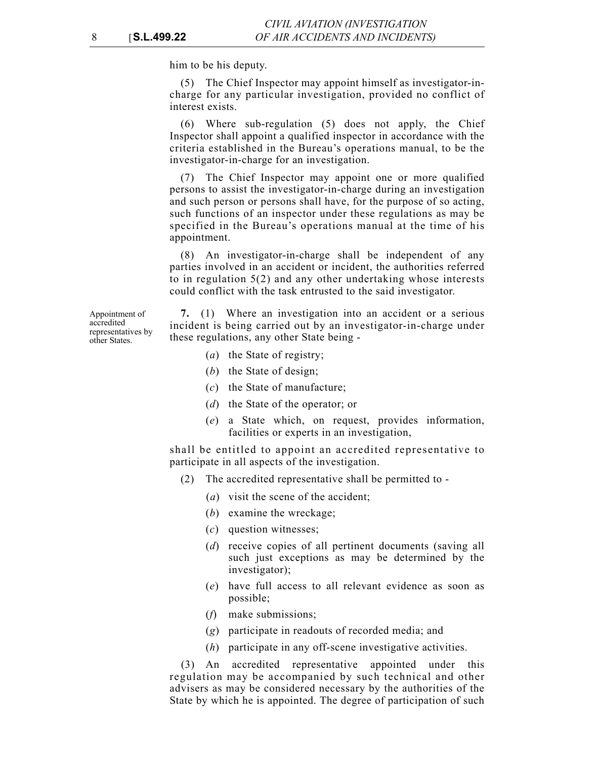him to be his deputy.

(5) The Chief Inspector may appoint himself as investigator-in-charge for any particular investigation, provided no conflict of interest exists.

(6) Where sub-regulation (5) does not apply, the Chief Inspector shall appoint a qualified inspector in accordance with the criteria established in the Bureau's operations manual, to be the investigator-in-charge for an investigation.

(7) The Chief Inspector may appoint one or more qualified persons to assist the investigator-in-charge during an investigation and such person or persons shall have, for the purpose of so acting, such functions of an inspector under these regulations as may be specified in the Bureau's operations manual at the time of his appointment.

(8) An investigator-in-charge shall be independent of any parties involved in an accident or incident, the authorities referred to in regulation 5(2) and any other undertaking whose interests could conflict with the task entrusted to the said investigator.

Appointment of accredited representatives by other States.

**7.** (1) Where an investigation into an accident or a serious incident is being carried out by an investigator-in-charge under these regulations, any other State being -

- (*a*) the State of registry;
- (*b*) the State of design;
- (*c*) the State of manufacture;
- (*d*) the State of the operator; or
- (*e*) a State which, on request, provides information, facilities or experts in an investigation,

shall be entitled to appoint an accredited representative to participate in all aspects of the investigation.

(2) The accredited representative shall be permitted to -

- (*a*) visit the scene of the accident;
- (*b*) examine the wreckage;
- (*c*) question witnesses;
- (*d*) receive copies of all pertinent documents (saving all such just exceptions as may be determined by the investigator);
- (*e*) have full access to all relevant evidence as soon as possible;
- (*f*) make submissions;
- (*g*) participate in readouts of recorded media; and
- (*h*) participate in any off-scene investigative activities.

(3) An accredited representative appointed under this regulation may be accompanied by such technical and other advisers as may be considered necessary by the authorities of the State by which he is appointed. The degree of participation of such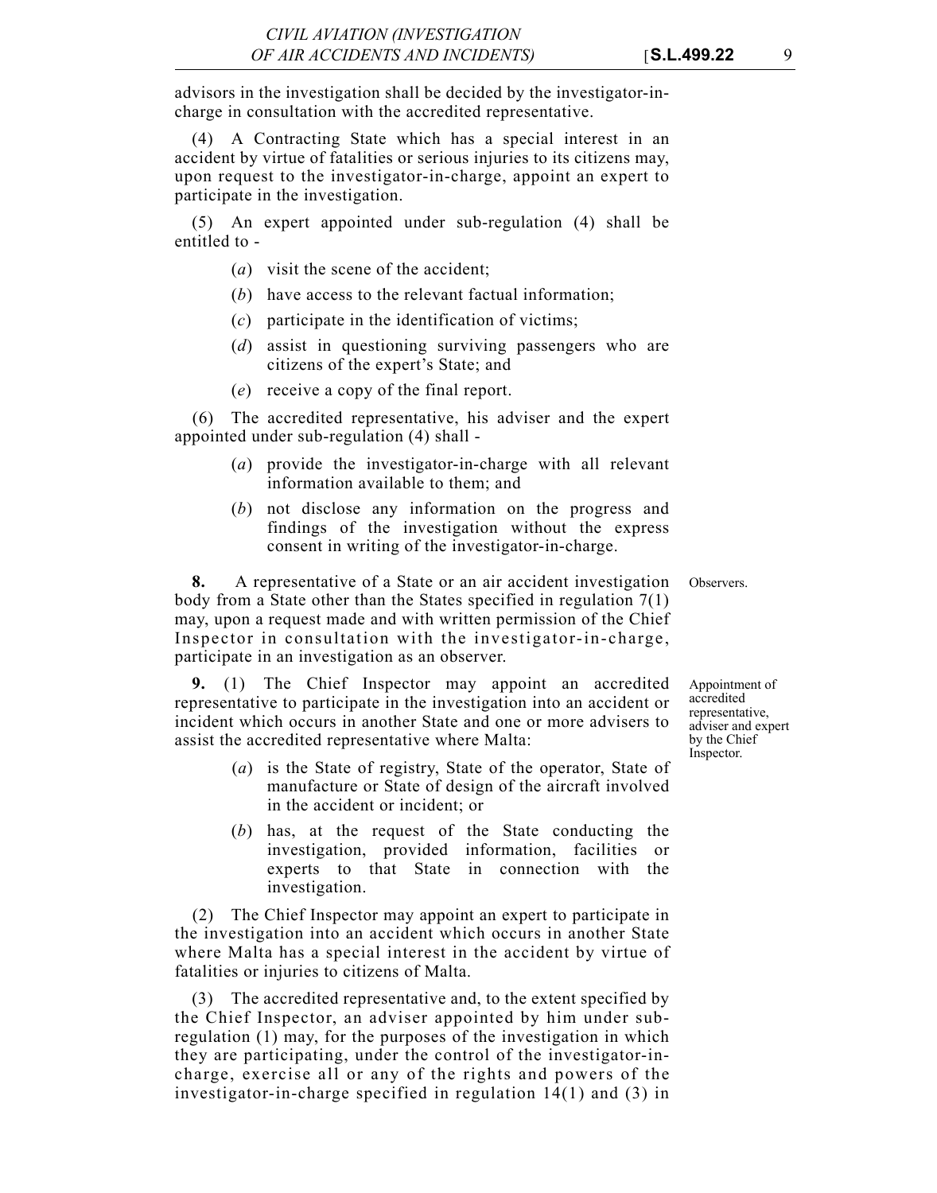advisors in the investigation shall be decided by the investigator-in-charge in consultation with the accredited representative.

(4) A Contracting State which has a special interest in an accident by virtue of fatalities or serious injuries to its citizens may, upon request to the investigator-in-charge, appoint an expert to participate in the investigation.

(5) An expert appointed under sub-regulation (4) shall be entitled to -

- (*a*) visit the scene of the accident;
- (*b*) have access to the relevant factual information;
- (*c*) participate in the identification of victims;
- (*d*) assist in questioning surviving passengers who are citizens of the expert's State; and
- (*e*) receive a copy of the final report.

(6) The accredited representative, his adviser and the expert appointed under sub-regulation (4) shall -

- (*a*) provide the investigator-in-charge with all relevant information available to them; and
- (*b*) not disclose any information on the progress and findings of the investigation without the express consent in writing of the investigator-in-charge.

Observers.

**8.** A representative of a State or an air accident investigation body from a State other than the States specified in regulation 7(1) may, upon a request made and with written permission of the Chief Inspector in consultation with the investigator-in-charge, participate in an investigation as an observer.

Appointment of accredited representative, adviser and expert by the Chief Inspector.

**9.** (1) The Chief Inspector may appoint an accredited representative to participate in the investigation into an accident or incident which occurs in another State and one or more advisers to assist the accredited representative where Malta:

- (*a*) is the State of registry, State of the operator, State of manufacture or State of design of the aircraft involved in the accident or incident; or
- (*b*) has, at the request of the State conducting the investigation, provided information, facilities or experts to that State in connection with the investigation.

(2) The Chief Inspector may appoint an expert to participate in the investigation into an accident which occurs in another State where Malta has a special interest in the accident by virtue of fatalities or injuries to citizens of Malta.

(3) The accredited representative and, to the extent specified by the Chief Inspector, an adviser appointed by him under sub-regulation (1) may, for the purposes of the investigation in which they are participating, under the control of the investigator-in-charge, exercise all or any of the rights and powers of the investigator-in-charge specified in regulation 14(1) and (3) in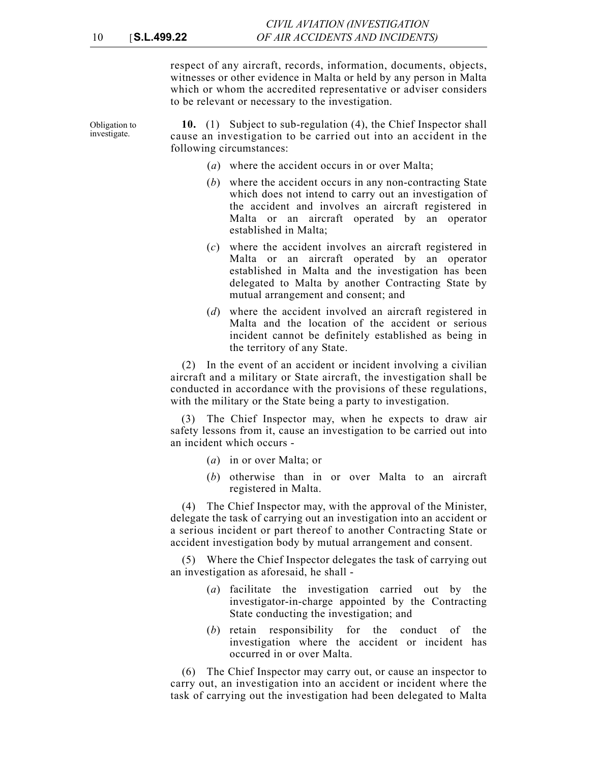respect of any aircraft, records, information, documents, objects, witnesses or other evidence in Malta or held by any person in Malta which or whom the accredited representative or adviser considers to be relevant or necessary to the investigation.

Obligation to investigate.

**10.** (1) Subject to sub-regulation (4), the Chief Inspector shall cause an investigation to be carried out into an accident in the following circumstances:

(*a*) where the accident occurs in or over Malta;

(*b*) where the accident occurs in any non-contracting State which does not intend to carry out an investigation of the accident and involves an aircraft registered in Malta or an aircraft operated by an operator established in Malta;

(*c*) where the accident involves an aircraft registered in Malta or an aircraft operated by an operator established in Malta and the investigation has been delegated to Malta by another Contracting State by mutual arrangement and consent; and

(*d*) where the accident involved an aircraft registered in Malta and the location of the accident or serious incident cannot be definitely established as being in the territory of any State.

(2) In the event of an accident or incident involving a civilian aircraft and a military or State aircraft, the investigation shall be conducted in accordance with the provisions of these regulations, with the military or the State being a party to investigation.

(3) The Chief Inspector may, when he expects to draw air safety lessons from it, cause an investigation to be carried out into an incident which occurs -

(*a*) in or over Malta; or

(*b*) otherwise than in or over Malta to an aircraft registered in Malta.

(4) The Chief Inspector may, with the approval of the Minister, delegate the task of carrying out an investigation into an accident or a serious incident or part thereof to another Contracting State or accident investigation body by mutual arrangement and consent.

(5) Where the Chief Inspector delegates the task of carrying out an investigation as aforesaid, he shall -

(*a*) facilitate the investigation carried out by the investigator-in-charge appointed by the Contracting State conducting the investigation; and

(*b*) retain responsibility for the conduct of the investigation where the accident or incident has occurred in or over Malta.

(6) The Chief Inspector may carry out, or cause an inspector to carry out, an investigation into an accident or incident where the task of carrying out the investigation had been delegated to Malta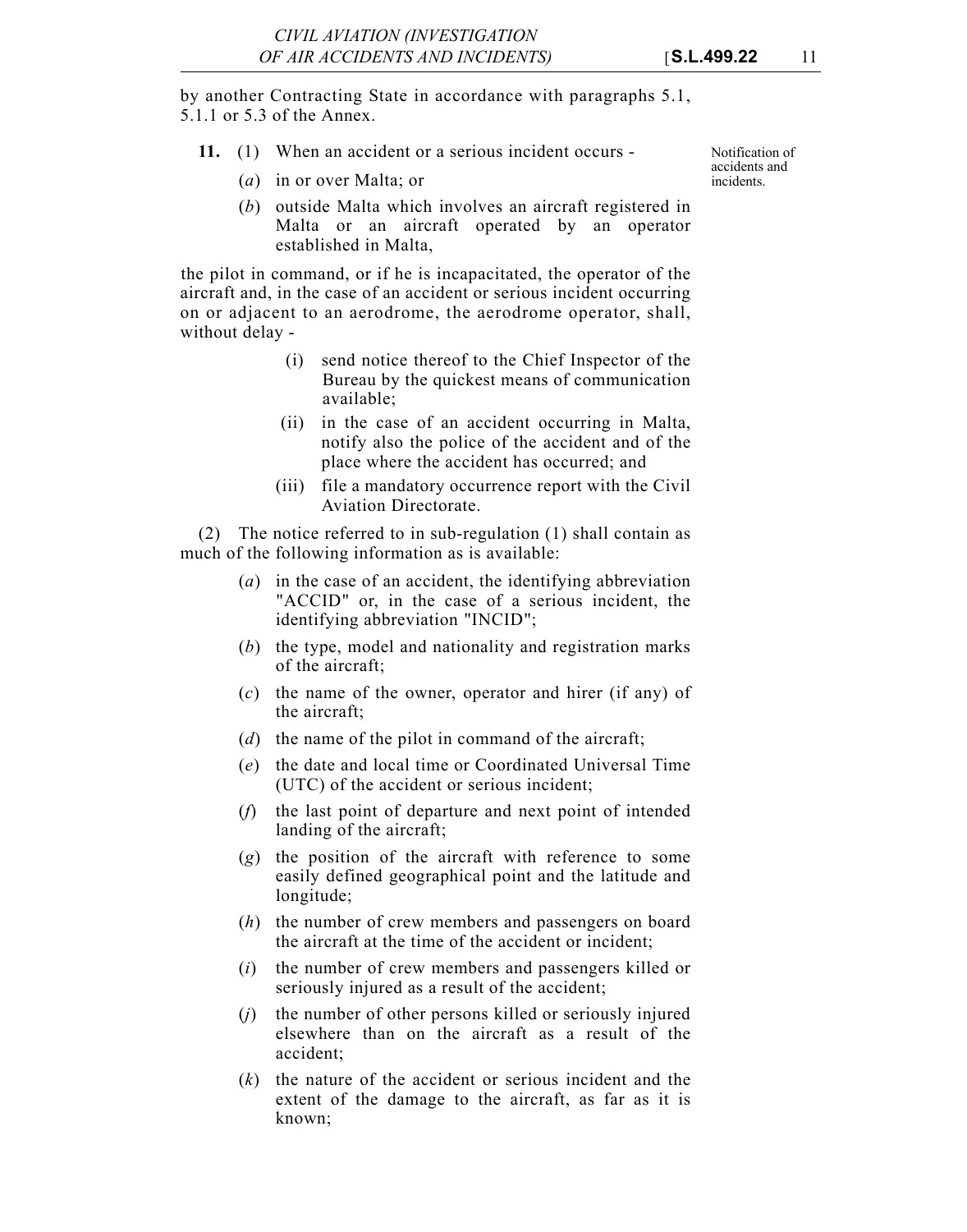by another Contracting State in accordance with paragraphs 5.1, 5.1.1 or 5.3 of the Annex.

Notification of accidents and incidents.

**11.** (1) When an accident or a serious incident occurs -

(*a*) in or over Malta; or

(*b*) outside Malta which involves an aircraft registered in Malta or an aircraft operated by an operator established in Malta,

the pilot in command, or if he is incapacitated, the operator of the aircraft and, in the case of an accident or serious incident occurring on or adjacent to an aerodrome, the aerodrome operator, shall, without delay -

(i) send notice thereof to the Chief Inspector of the Bureau by the quickest means of communication available;

(ii) in the case of an accident occurring in Malta, notify also the police of the accident and of the place where the accident has occurred; and

(iii) file a mandatory occurrence report with the Civil Aviation Directorate.

(2) The notice referred to in sub-regulation (1) shall contain as much of the following information as is available:

(*a*) in the case of an accident, the identifying abbreviation "ACCID" or, in the case of a serious incident, the identifying abbreviation "INCID";

(*b*) the type, model and nationality and registration marks of the aircraft;

(*c*) the name of the owner, operator and hirer (if any) of the aircraft;

(*d*) the name of the pilot in command of the aircraft;

(*e*) the date and local time or Coordinated Universal Time (UTC) of the accident or serious incident;

(*f*) the last point of departure and next point of intended landing of the aircraft;

(*g*) the position of the aircraft with reference to some easily defined geographical point and the latitude and longitude;

(*h*) the number of crew members and passengers on board the aircraft at the time of the accident or incident;

(*i*) the number of crew members and passengers killed or seriously injured as a result of the accident;

(*j*) the number of other persons killed or seriously injured elsewhere than on the aircraft as a result of the accident;

(*k*) the nature of the accident or serious incident and the extent of the damage to the aircraft, as far as it is known;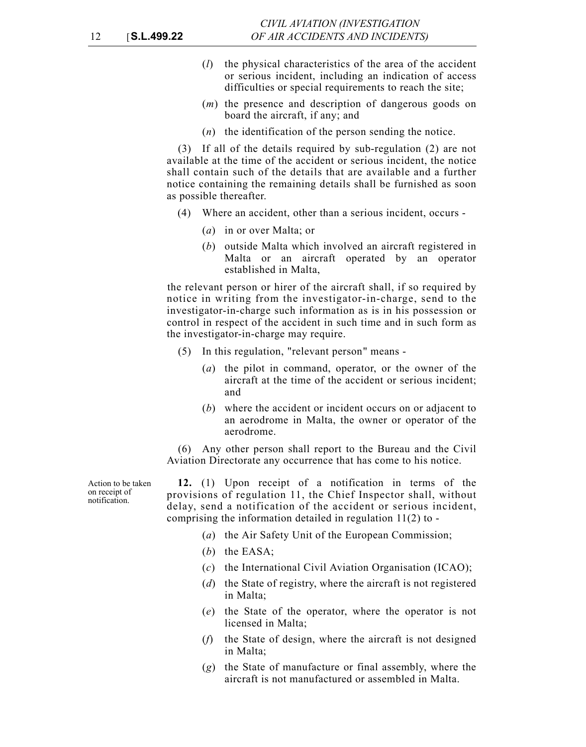(*l*) the physical characteristics of the area of the accident or serious incident, including an indication of access difficulties or special requirements to reach the site;

(*m*) the presence and description of dangerous goods on board the aircraft, if any; and

(*n*) the identification of the person sending the notice.

(3) If all of the details required by sub-regulation (2) are not available at the time of the accident or serious incident, the notice shall contain such of the details that are available and a further notice containing the remaining details shall be furnished as soon as possible thereafter.

(4) Where an accident, other than a serious incident, occurs -

(*a*) in or over Malta; or

(*b*) outside Malta which involved an aircraft registered in Malta or an aircraft operated by an operator established in Malta,

the relevant person or hirer of the aircraft shall, if so required by notice in writing from the investigator-in-charge, send to the investigator-in-charge such information as is in his possession or control in respect of the accident in such time and in such form as the investigator-in-charge may require.

(5) In this regulation, "relevant person" means -

(*a*) the pilot in command, operator, or the owner of the aircraft at the time of the accident or serious incident; and

(*b*) where the accident or incident occurs on or adjacent to an aerodrome in Malta, the owner or operator of the aerodrome.

(6) Any other person shall report to the Bureau and the Civil Aviation Directorate any occurrence that has come to his notice.

Action to be taken on receipt of notification.

**12.** (1) Upon receipt of a notification in terms of the provisions of regulation 11, the Chief Inspector shall, without delay, send a notification of the accident or serious incident, comprising the information detailed in regulation 11(2) to -

(*a*) the Air Safety Unit of the European Commission;

(*b*) the EASA;

(*c*) the International Civil Aviation Organisation (ICAO);

(*d*) the State of registry, where the aircraft is not registered in Malta;

(*e*) the State of the operator, where the operator is not licensed in Malta;

(*f*) the State of design, where the aircraft is not designed in Malta;

(*g*) the State of manufacture or final assembly, where the aircraft is not manufactured or assembled in Malta.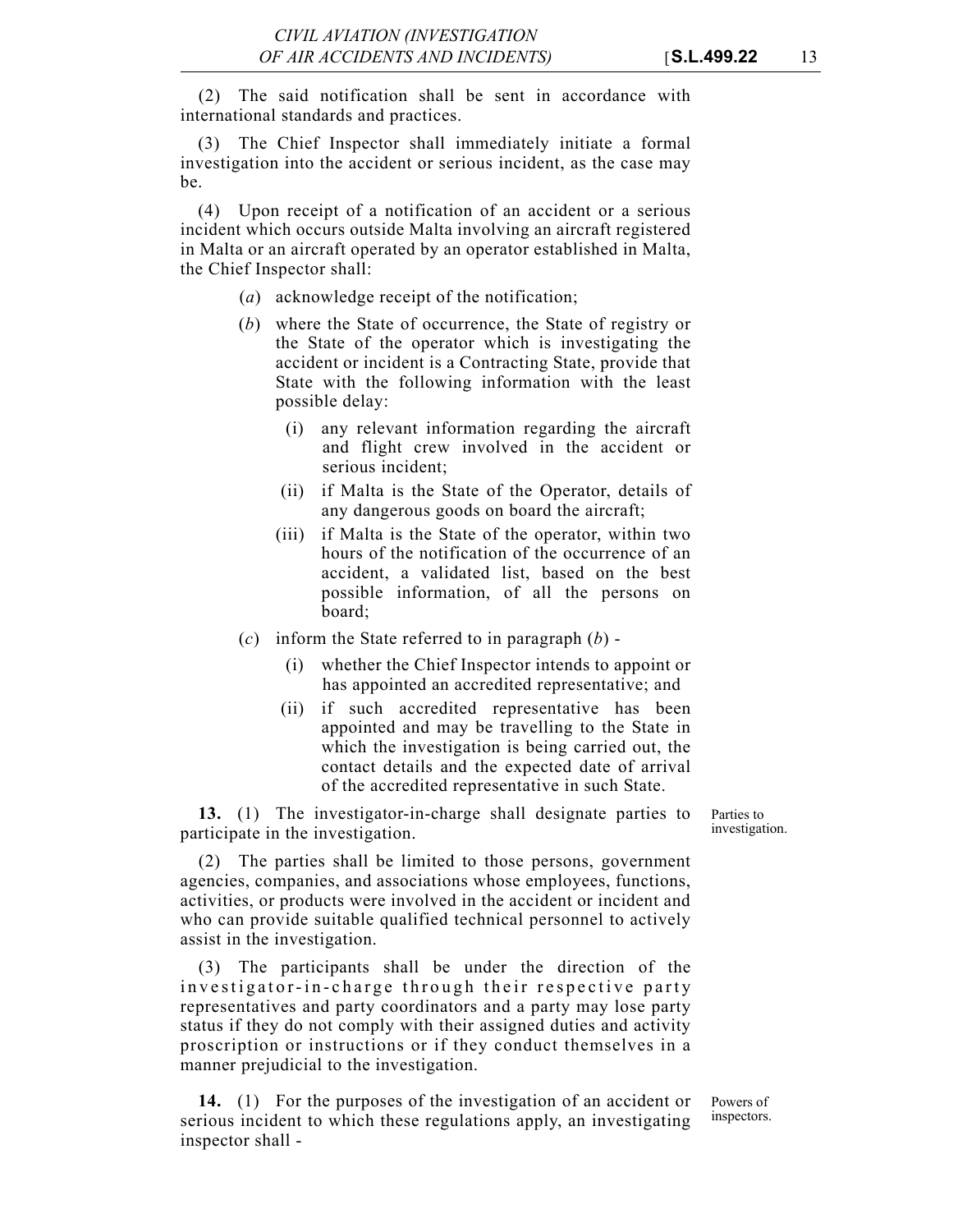(2) The said notification shall be sent in accordance with international standards and practices.

(3) The Chief Inspector shall immediately initiate a formal investigation into the accident or serious incident, as the case may be.

(4) Upon receipt of a notification of an accident or a serious incident which occurs outside Malta involving an aircraft registered in Malta or an aircraft operated by an operator established in Malta, the Chief Inspector shall:

(*a*) acknowledge receipt of the notification;

(*b*) where the State of occurrence, the State of registry or the State of the operator which is investigating the accident or incident is a Contracting State, provide that State with the following information with the least possible delay:

(i) any relevant information regarding the aircraft and flight crew involved in the accident or serious incident;

(ii) if Malta is the State of the Operator, details of any dangerous goods on board the aircraft;

(iii) if Malta is the State of the operator, within two hours of the notification of the occurrence of an accident, a validated list, based on the best possible information, of all the persons on board;

(*c*) inform the State referred to in paragraph (*b*) -

(i) whether the Chief Inspector intends to appoint or has appointed an accredited representative; and

(ii) if such accredited representative has been appointed and may be travelling to the State in which the investigation is being carried out, the contact details and the expected date of arrival of the accredited representative in such State.

Parties to investigation.

**13.** (1) The investigator-in-charge shall designate parties to participate in the investigation.

(2) The parties shall be limited to those persons, government agencies, companies, and associations whose employees, functions, activities, or products were involved in the accident or incident and who can provide suitable qualified technical personnel to actively assist in the investigation.

(3) The participants shall be under the direction of the investigator-in-charge through their respective party representatives and party coordinators and a party may lose party status if they do not comply with their assigned duties and activity proscription or instructions or if they conduct themselves in a manner prejudicial to the investigation.

Powers of inspectors.

**14.** (1) For the purposes of the investigation of an accident or serious incident to which these regulations apply, an investigating inspector shall -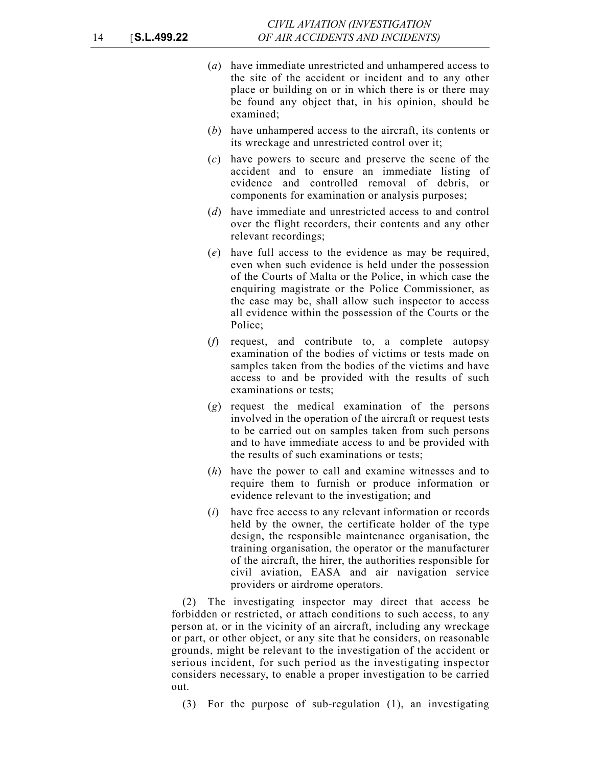(*a*) have immediate unrestricted and unhampered access to the site of the accident or incident and to any other place or building on or in which there is or there may be found any object that, in his opinion, should be examined;

(*b*) have unhampered access to the aircraft, its contents or its wreckage and unrestricted control over it;

(*c*) have powers to secure and preserve the scene of the accident and to ensure an immediate listing of evidence and controlled removal of debris, or components for examination or analysis purposes;

(*d*) have immediate and unrestricted access to and control over the flight recorders, their contents and any other relevant recordings;

(*e*) have full access to the evidence as may be required, even when such evidence is held under the possession of the Courts of Malta or the Police, in which case the enquiring magistrate or the Police Commissioner, as the case may be, shall allow such inspector to access all evidence within the possession of the Courts or the Police;

(*f*) request, and contribute to, a complete autopsy examination of the bodies of victims or tests made on samples taken from the bodies of the victims and have access to and be provided with the results of such examinations or tests;

(*g*) request the medical examination of the persons involved in the operation of the aircraft or request tests to be carried out on samples taken from such persons and to have immediate access to and be provided with the results of such examinations or tests;

(*h*) have the power to call and examine witnesses and to require them to furnish or produce information or evidence relevant to the investigation; and

(*i*) have free access to any relevant information or records held by the owner, the certificate holder of the type design, the responsible maintenance organisation, the training organisation, the operator or the manufacturer of the aircraft, the hirer, the authorities responsible for civil aviation, EASA and air navigation service providers or airdrome operators.

(2) The investigating inspector may direct that access be forbidden or restricted, or attach conditions to such access, to any person at, or in the vicinity of an aircraft, including any wreckage or part, or other object, or any site that he considers, on reasonable grounds, might be relevant to the investigation of the accident or serious incident, for such period as the investigating inspector considers necessary, to enable a proper investigation to be carried out.

(3) For the purpose of sub-regulation (1), an investigating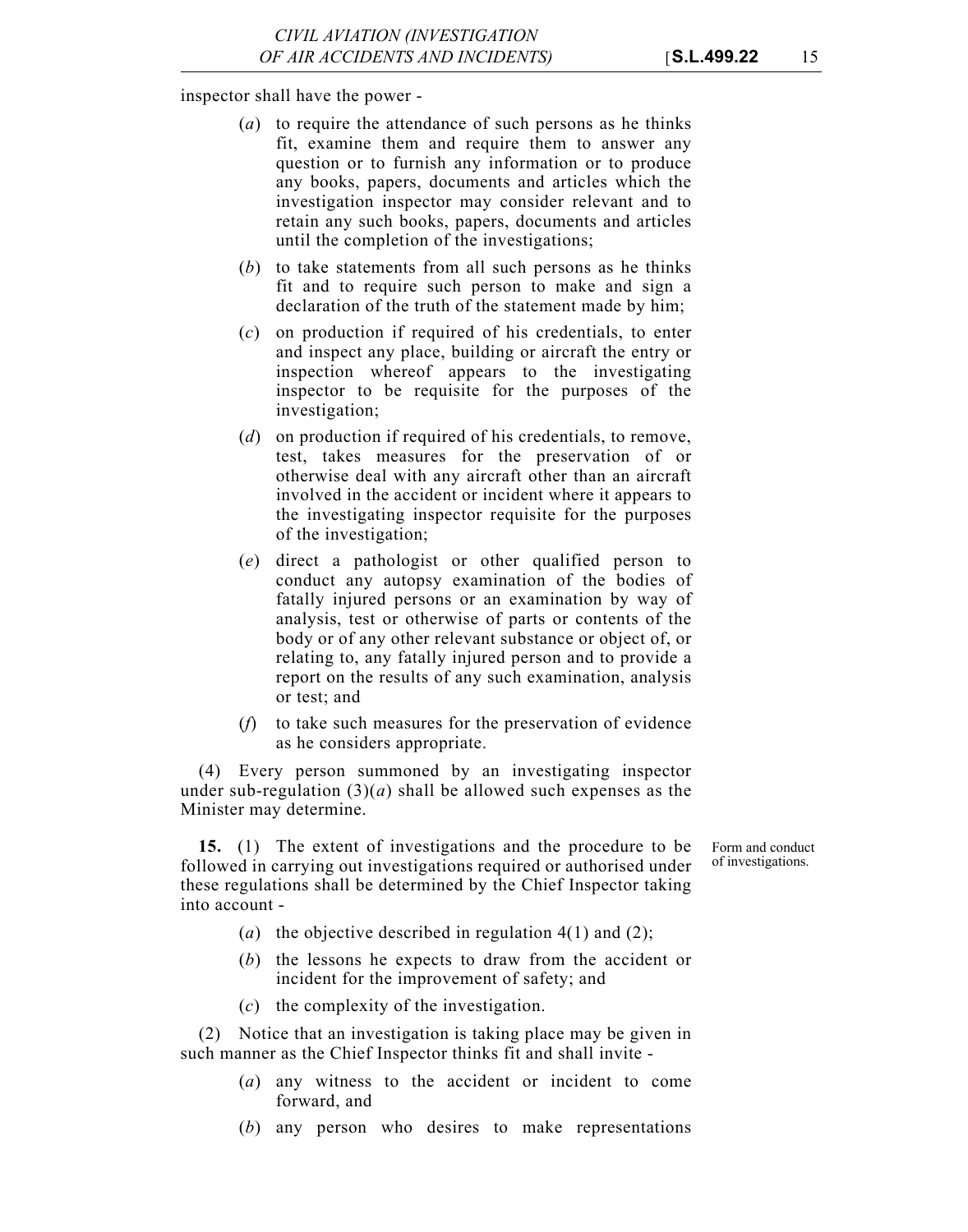inspector shall have the power -

(*a*) to require the attendance of such persons as he thinks fit, examine them and require them to answer any question or to furnish any information or to produce any books, papers, documents and articles which the investigation inspector may consider relevant and to retain any such books, papers, documents and articles until the completion of the investigations;

(*b*) to take statements from all such persons as he thinks fit and to require such person to make and sign a declaration of the truth of the statement made by him;

(*c*) on production if required of his credentials, to enter and inspect any place, building or aircraft the entry or inspection whereof appears to the investigating inspector to be requisite for the purposes of the investigation;

(*d*) on production if required of his credentials, to remove, test, takes measures for the preservation of or otherwise deal with any aircraft other than an aircraft involved in the accident or incident where it appears to the investigating inspector requisite for the purposes of the investigation;

(*e*) direct a pathologist or other qualified person to conduct any autopsy examination of the bodies of fatally injured persons or an examination by way of analysis, test or otherwise of parts or contents of the body or of any other relevant substance or object of, or relating to, any fatally injured person and to provide a report on the results of any such examination, analysis or test; and

(*f*) to take such measures for the preservation of evidence as he considers appropriate.

(4) Every person summoned by an investigating inspector under sub-regulation (3)(*a*) shall be allowed such expenses as the Minister may determine.

Form and conduct of investigations.

**15.** (1) The extent of investigations and the procedure to be followed in carrying out investigations required or authorised under these regulations shall be determined by the Chief Inspector taking into account -

(*a*) the objective described in regulation 4(1) and (2);

(*b*) the lessons he expects to draw from the accident or incident for the improvement of safety; and

(*c*) the complexity of the investigation.

(2) Notice that an investigation is taking place may be given in such manner as the Chief Inspector thinks fit and shall invite -

(*a*) any witness to the accident or incident to come forward, and

(*b*) any person who desires to make representations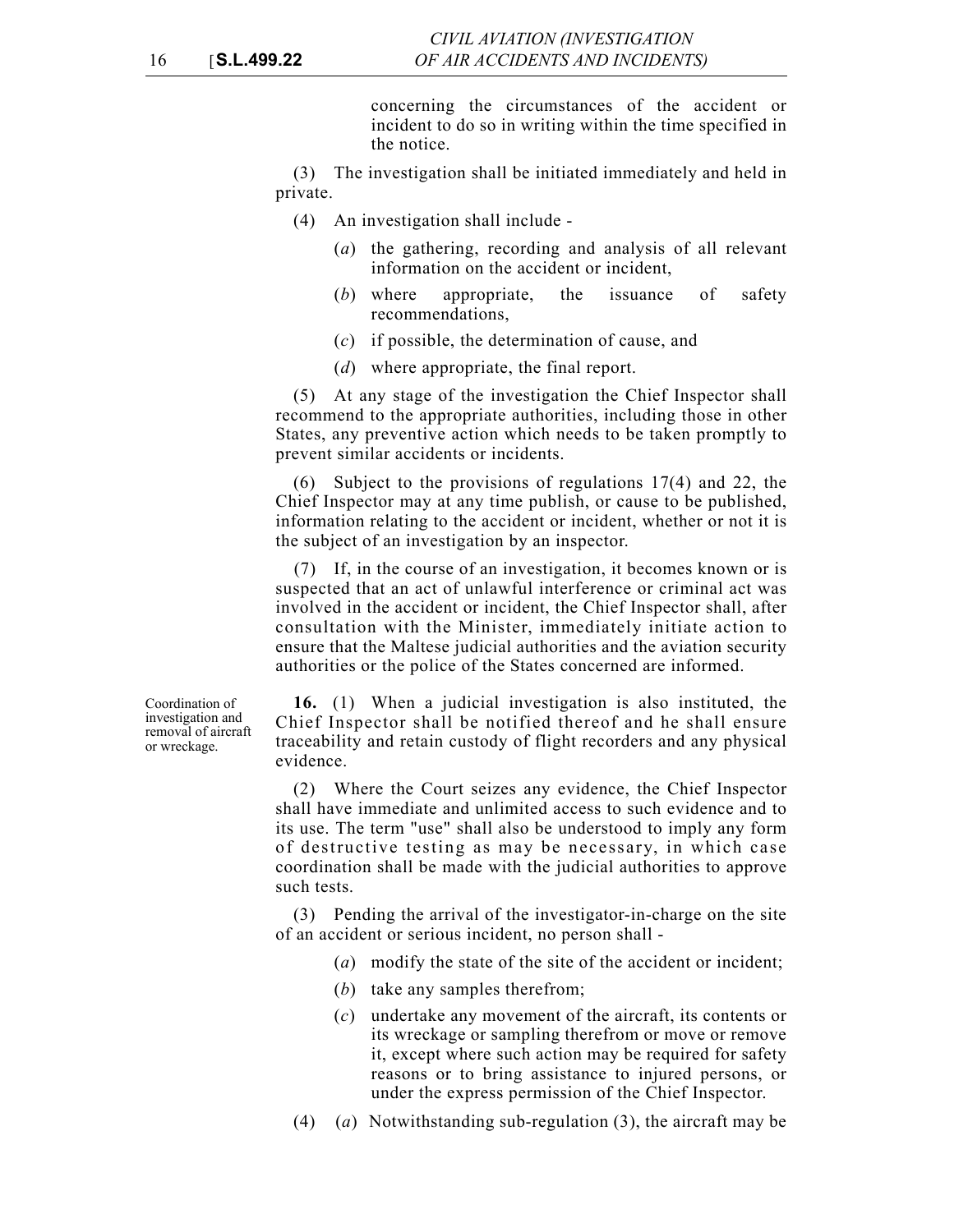concerning the circumstances of the accident or incident to do so in writing within the time specified in the notice.

(3) The investigation shall be initiated immediately and held in private.

(4) An investigation shall include -

(*a*) the gathering, recording and analysis of all relevant information on the accident or incident,

(*b*) where appropriate, the issuance of safety recommendations,

(*c*) if possible, the determination of cause, and

(*d*) where appropriate, the final report.

(5) At any stage of the investigation the Chief Inspector shall recommend to the appropriate authorities, including those in other States, any preventive action which needs to be taken promptly to prevent similar accidents or incidents.

(6) Subject to the provisions of regulations 17(4) and 22, the Chief Inspector may at any time publish, or cause to be published, information relating to the accident or incident, whether or not it is the subject of an investigation by an inspector.

(7) If, in the course of an investigation, it becomes known or is suspected that an act of unlawful interference or criminal act was involved in the accident or incident, the Chief Inspector shall, after consultation with the Minister, immediately initiate action to ensure that the Maltese judicial authorities and the aviation security authorities or the police of the States concerned are informed.

*Coordination of investigation and removal of aircraft or wreckage.*

**16.** (1) When a judicial investigation is also instituted, the Chief Inspector shall be notified thereof and he shall ensure traceability and retain custody of flight recorders and any physical evidence.

(2) Where the Court seizes any evidence, the Chief Inspector shall have immediate and unlimited access to such evidence and to its use. The term "use" shall also be understood to imply any form of destructive testing as may be necessary, in which case coordination shall be made with the judicial authorities to approve such tests.

(3) Pending the arrival of the investigator-in-charge on the site of an accident or serious incident, no person shall -

(*a*) modify the state of the site of the accident or incident;

(*b*) take any samples therefrom;

(*c*) undertake any movement of the aircraft, its contents or its wreckage or sampling therefrom or move or remove it, except where such action may be required for safety reasons or to bring assistance to injured persons, or under the express permission of the Chief Inspector.

(4) (*a*) Notwithstanding sub-regulation (3), the aircraft may be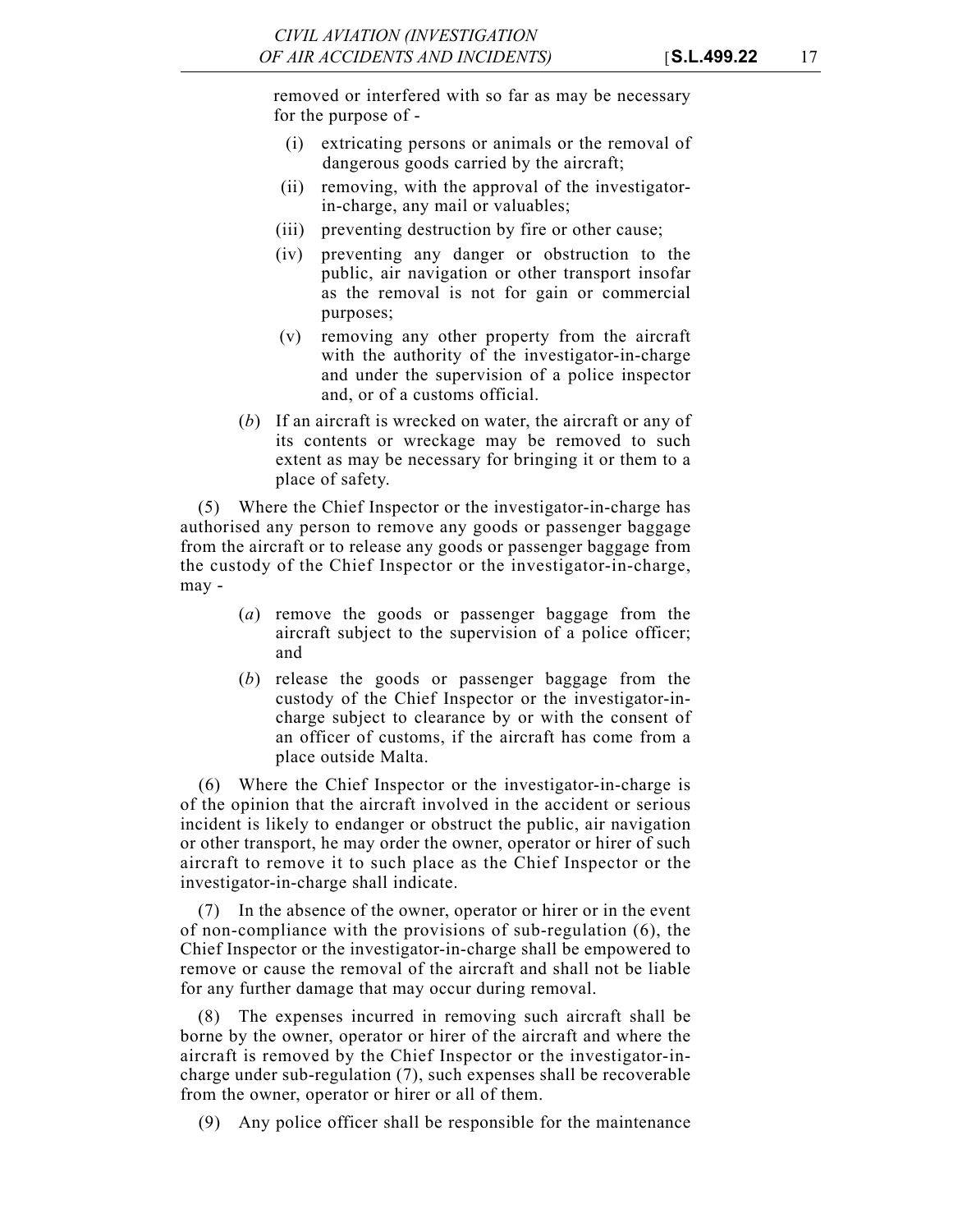removed or interfered with so far as may be necessary for the purpose of -

(i) extricating persons or animals or the removal of dangerous goods carried by the aircraft;

(ii) removing, with the approval of the investigator-in-charge, any mail or valuables;

(iii) preventing destruction by fire or other cause;

(iv) preventing any danger or obstruction to the public, air navigation or other transport insofar as the removal is not for gain or commercial purposes;

(v) removing any other property from the aircraft with the authority of the investigator-in-charge and under the supervision of a police inspector and, or of a customs official.

(*b*) If an aircraft is wrecked on water, the aircraft or any of its contents or wreckage may be removed to such extent as may be necessary for bringing it or them to a place of safety.

(5) Where the Chief Inspector or the investigator-in-charge has authorised any person to remove any goods or passenger baggage from the aircraft or to release any goods or passenger baggage from the custody of the Chief Inspector or the investigator-in-charge, may -

(*a*) remove the goods or passenger baggage from the aircraft subject to the supervision of a police officer; and

(*b*) release the goods or passenger baggage from the custody of the Chief Inspector or the investigator-in-charge subject to clearance by or with the consent of an officer of customs, if the aircraft has come from a place outside Malta.

(6) Where the Chief Inspector or the investigator-in-charge is of the opinion that the aircraft involved in the accident or serious incident is likely to endanger or obstruct the public, air navigation or other transport, he may order the owner, operator or hirer of such aircraft to remove it to such place as the Chief Inspector or the investigator-in-charge shall indicate.

(7) In the absence of the owner, operator or hirer or in the event of non-compliance with the provisions of sub-regulation (6), the Chief Inspector or the investigator-in-charge shall be empowered to remove or cause the removal of the aircraft and shall not be liable for any further damage that may occur during removal.

(8) The expenses incurred in removing such aircraft shall be borne by the owner, operator or hirer of the aircraft and where the aircraft is removed by the Chief Inspector or the investigator-in-charge under sub-regulation (7), such expenses shall be recoverable from the owner, operator or hirer or all of them.

(9) Any police officer shall be responsible for the maintenance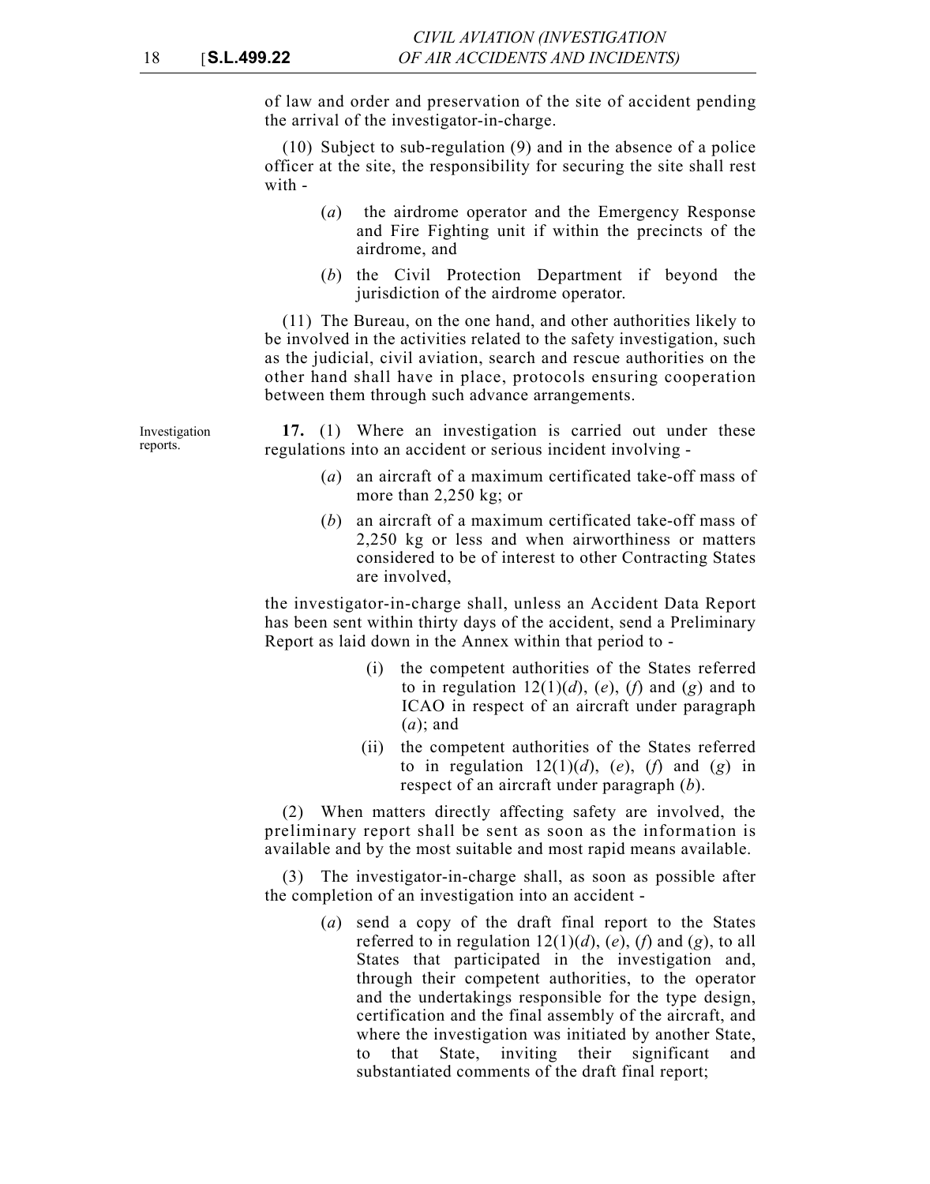of law and order and preservation of the site of accident pending the arrival of the investigator-in-charge.

(10) Subject to sub-regulation (9) and in the absence of a police officer at the site, the responsibility for securing the site shall rest with -

(*a*) the airdrome operator and the Emergency Response and Fire Fighting unit if within the precincts of the airdrome, and

(*b*) the Civil Protection Department if beyond the jurisdiction of the airdrome operator.

(11) The Bureau, on the one hand, and other authorities likely to be involved in the activities related to the safety investigation, such as the judicial, civil aviation, search and rescue authorities on the other hand shall have in place, protocols ensuring cooperation between them through such advance arrangements.

Investigation reports.

**17.** (1) Where an investigation is carried out under these regulations into an accident or serious incident involving -

(*a*) an aircraft of a maximum certificated take-off mass of more than 2,250 kg; or

(*b*) an aircraft of a maximum certificated take-off mass of 2,250 kg or less and when airworthiness or matters considered to be of interest to other Contracting States are involved,

the investigator-in-charge shall, unless an Accident Data Report has been sent within thirty days of the accident, send a Preliminary Report as laid down in the Annex within that period to -

(i) the competent authorities of the States referred to in regulation 12(1)(*d*), (*e*), (*f*) and (*g*) and to ICAO in respect of an aircraft under paragraph (*a*); and

(ii) the competent authorities of the States referred to in regulation 12(1)(*d*), (*e*), (*f*) and (*g*) in respect of an aircraft under paragraph (*b*).

(2) When matters directly affecting safety are involved, the preliminary report shall be sent as soon as the information is available and by the most suitable and most rapid means available.

(3) The investigator-in-charge shall, as soon as possible after the completion of an investigation into an accident -

(*a*) send a copy of the draft final report to the States referred to in regulation 12(1)(*d*), (*e*), (*f*) and (*g*), to all States that participated in the investigation and, through their competent authorities, to the operator and the undertakings responsible for the type design, certification and the final assembly of the aircraft, and where the investigation was initiated by another State, to that State, inviting their significant and substantiated comments of the draft final report;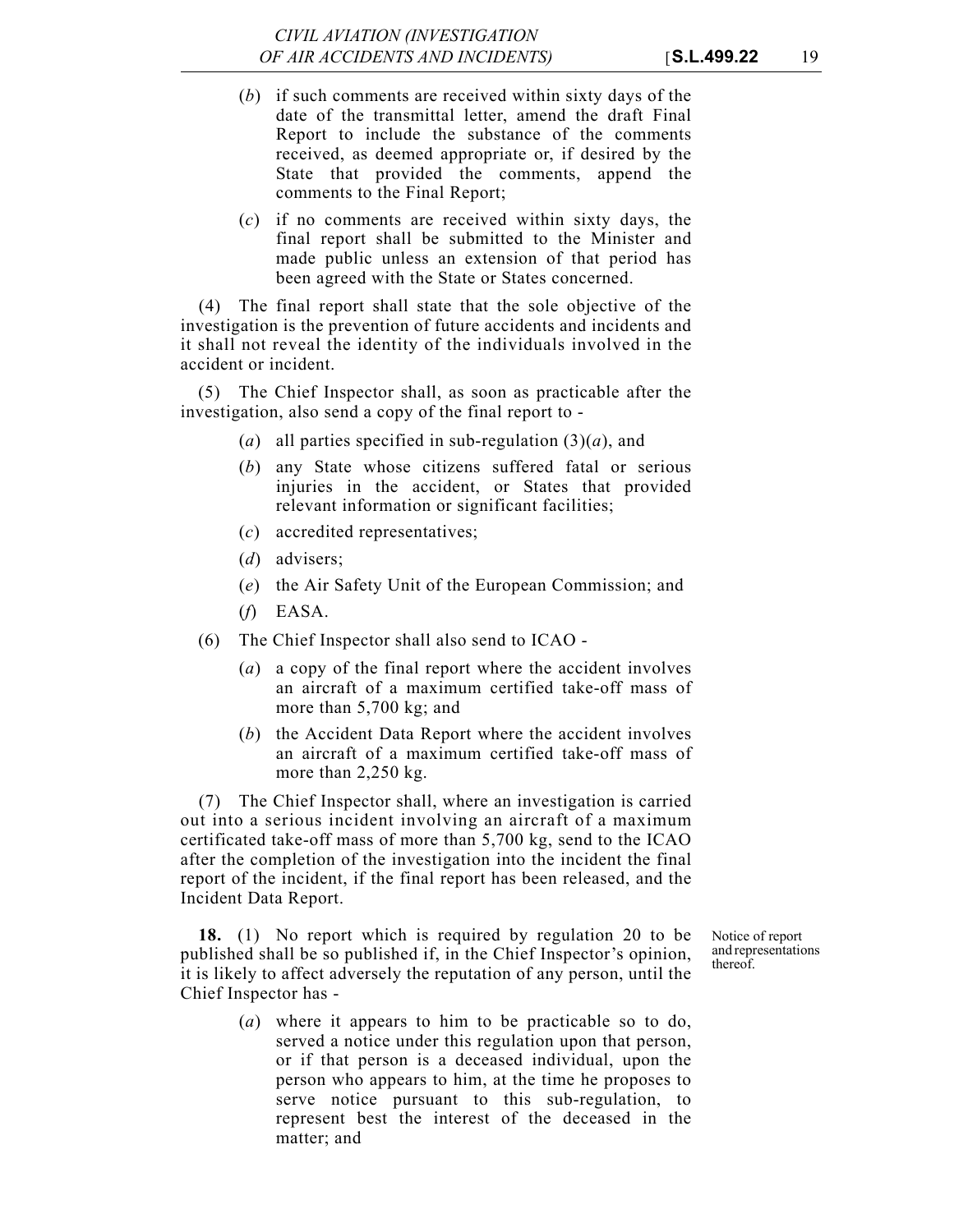(*b*) if such comments are received within sixty days of the date of the transmittal letter, amend the draft Final Report to include the substance of the comments received, as deemed appropriate or, if desired by the State that provided the comments, append the comments to the Final Report;

(*c*) if no comments are received within sixty days, the final report shall be submitted to the Minister and made public unless an extension of that period has been agreed with the State or States concerned.

(4) The final report shall state that the sole objective of the investigation is the prevention of future accidents and incidents and it shall not reveal the identity of the individuals involved in the accident or incident.

(5) The Chief Inspector shall, as soon as practicable after the investigation, also send a copy of the final report to -

(*a*) all parties specified in sub-regulation (3)(*a*), and

(*b*) any State whose citizens suffered fatal or serious injuries in the accident, or States that provided relevant information or significant facilities;

(*c*) accredited representatives;

(*d*) advisers;

(*e*) the Air Safety Unit of the European Commission; and

(*f*) EASA.

(6) The Chief Inspector shall also send to ICAO -

(*a*) a copy of the final report where the accident involves an aircraft of a maximum certified take-off mass of more than 5,700 kg; and

(*b*) the Accident Data Report where the accident involves an aircraft of a maximum certified take-off mass of more than 2,250 kg.

(7) The Chief Inspector shall, where an investigation is carried out into a serious incident involving an aircraft of a maximum certificated take-off mass of more than 5,700 kg, send to the ICAO after the completion of the investigation into the incident the final report of the incident, if the final report has been released, and the Incident Data Report.

Notice of report and representations thereof.

**18.** (1) No report which is required by regulation 20 to be published shall be so published if, in the Chief Inspector's opinion, it is likely to affect adversely the reputation of any person, until the Chief Inspector has -

(*a*) where it appears to him to be practicable so to do, served a notice under this regulation upon that person, or if that person is a deceased individual, upon the person who appears to him, at the time he proposes to serve notice pursuant to this sub-regulation, to represent best the interest of the deceased in the matter; and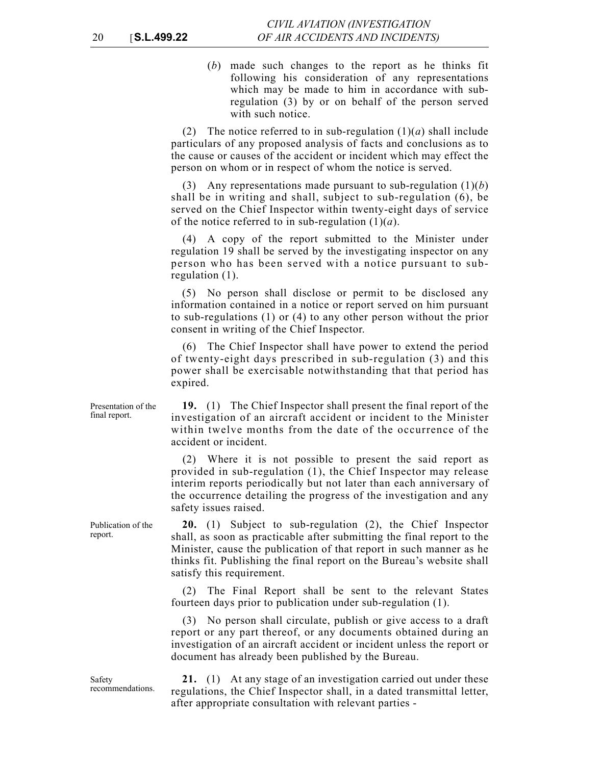(*b*) made such changes to the report as he thinks fit following his consideration of any representations which may be made to him in accordance with sub-regulation (3) by or on behalf of the person served with such notice.

(2) The notice referred to in sub-regulation (1)(*a*) shall include particulars of any proposed analysis of facts and conclusions as to the cause or causes of the accident or incident which may effect the person on whom or in respect of whom the notice is served.

(3) Any representations made pursuant to sub-regulation (1)(*b*) shall be in writing and shall, subject to sub-regulation (6), be served on the Chief Inspector within twenty-eight days of service of the notice referred to in sub-regulation (1)(*a*).

(4) A copy of the report submitted to the Minister under regulation 19 shall be served by the investigating inspector on any person who has been served with a notice pursuant to sub-regulation (1).

(5) No person shall disclose or permit to be disclosed any information contained in a notice or report served on him pursuant to sub-regulations (1) or (4) to any other person without the prior consent in writing of the Chief Inspector.

(6) The Chief Inspector shall have power to extend the period of twenty-eight days prescribed in sub-regulation (3) and this power shall be exercisable notwithstanding that that period has expired.

*Presentation of the final report.*

**19.** (1) The Chief Inspector shall present the final report of the investigation of an aircraft accident or incident to the Minister within twelve months from the date of the occurrence of the accident or incident.

(2) Where it is not possible to present the said report as provided in sub-regulation (1), the Chief Inspector may release interim reports periodically but not later than each anniversary of the occurrence detailing the progress of the investigation and any safety issues raised.

*Publication of the report.*

**20.** (1) Subject to sub-regulation (2), the Chief Inspector shall, as soon as practicable after submitting the final report to the Minister, cause the publication of that report in such manner as he thinks fit. Publishing the final report on the Bureau's website shall satisfy this requirement.

(2) The Final Report shall be sent to the relevant States fourteen days prior to publication under sub-regulation (1).

(3) No person shall circulate, publish or give access to a draft report or any part thereof, or any documents obtained during an investigation of an aircraft accident or incident unless the report or document has already been published by the Bureau.

*Safety recommendations.*

**21.** (1) At any stage of an investigation carried out under these regulations, the Chief Inspector shall, in a dated transmittal letter, after appropriate consultation with relevant parties -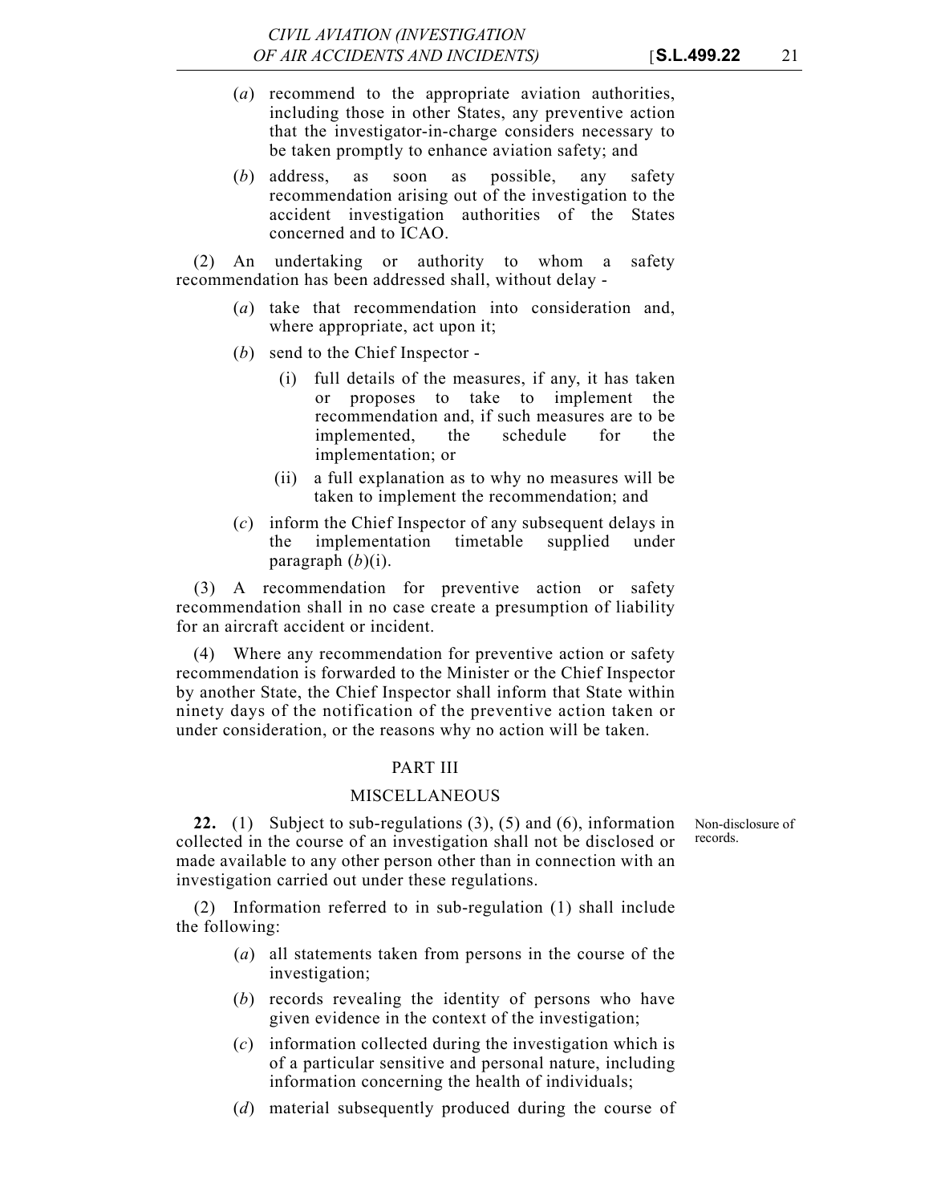(*a*) recommend to the appropriate aviation authorities, including those in other States, any preventive action that the investigator-in-charge considers necessary to be taken promptly to enhance aviation safety; and

(*b*) address, as soon as possible, any safety recommendation arising out of the investigation to the accident investigation authorities of the States concerned and to ICAO.

(2) An undertaking or authority to whom a safety recommendation has been addressed shall, without delay -

(*a*) take that recommendation into consideration and, where appropriate, act upon it;

(*b*) send to the Chief Inspector -

(i) full details of the measures, if any, it has taken or proposes to take to implement the recommendation and, if such measures are to be implemented, the schedule for the implementation; or

(ii) a full explanation as to why no measures will be taken to implement the recommendation; and

(*c*) inform the Chief Inspector of any subsequent delays in the implementation timetable supplied under paragraph (*b*)(i).

(3) A recommendation for preventive action or safety recommendation shall in no case create a presumption of liability for an aircraft accident or incident.

(4) Where any recommendation for preventive action or safety recommendation is forwarded to the Minister or the Chief Inspector by another State, the Chief Inspector shall inform that State within ninety days of the notification of the preventive action taken or under consideration, or the reasons why no action will be taken.

## PART III

## MISCELLANEOUS

*Non-disclosure of records.*

**22.** (1) Subject to sub-regulations (3), (5) and (6), information collected in the course of an investigation shall not be disclosed or made available to any other person other than in connection with an investigation carried out under these regulations.

(2) Information referred to in sub-regulation (1) shall include the following:

(*a*) all statements taken from persons in the course of the investigation;

(*b*) records revealing the identity of persons who have given evidence in the context of the investigation;

(*c*) information collected during the investigation which is of a particular sensitive and personal nature, including information concerning the health of individuals;

(*d*) material subsequently produced during the course of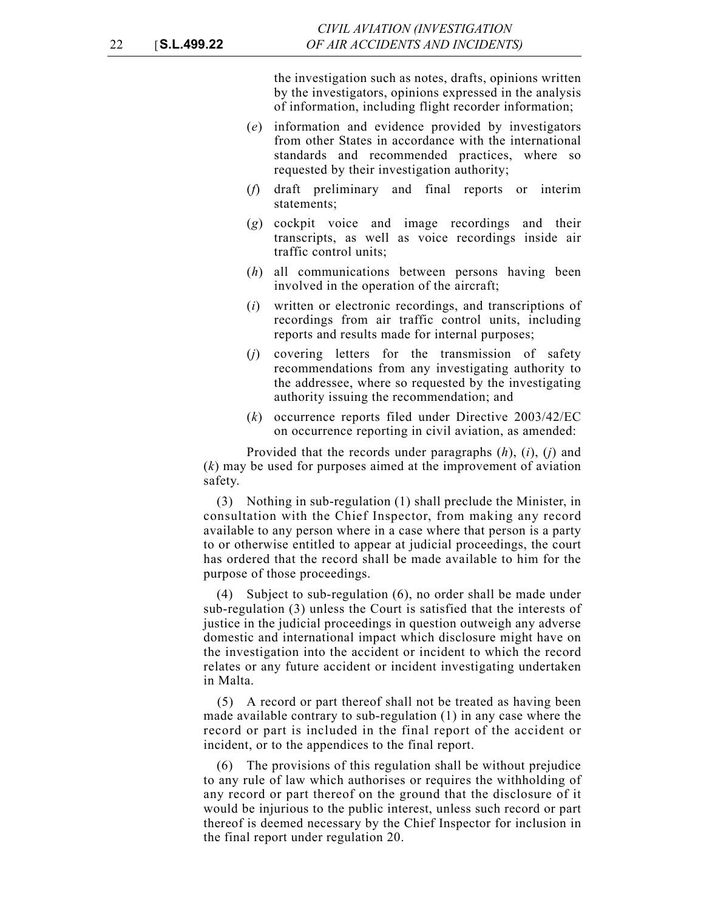the investigation such as notes, drafts, opinions written by the investigators, opinions expressed in the analysis of information, including flight recorder information;

(*e*) information and evidence provided by investigators from other States in accordance with the international standards and recommended practices, where so requested by their investigation authority;

(*f*) draft preliminary and final reports or interim statements;

(*g*) cockpit voice and image recordings and their transcripts, as well as voice recordings inside air traffic control units;

(*h*) all communications between persons having been involved in the operation of the aircraft;

(*i*) written or electronic recordings, and transcriptions of recordings from air traffic control units, including reports and results made for internal purposes;

(*j*) covering letters for the transmission of safety recommendations from any investigating authority to the addressee, where so requested by the investigating authority issuing the recommendation; and

(*k*) occurrence reports filed under Directive 2003/42/EC on occurrence reporting in civil aviation, as amended:

Provided that the records under paragraphs (*h*), (*i*), (*j*) and (*k*) may be used for purposes aimed at the improvement of aviation safety.

(3) Nothing in sub-regulation (1) shall preclude the Minister, in consultation with the Chief Inspector, from making any record available to any person where in a case where that person is a party to or otherwise entitled to appear at judicial proceedings, the court has ordered that the record shall be made available to him for the purpose of those proceedings.

(4) Subject to sub-regulation (6), no order shall be made under sub-regulation (3) unless the Court is satisfied that the interests of justice in the judicial proceedings in question outweigh any adverse domestic and international impact which disclosure might have on the investigation into the accident or incident to which the record relates or any future accident or incident investigating undertaken in Malta.

(5) A record or part thereof shall not be treated as having been made available contrary to sub-regulation (1) in any case where the record or part is included in the final report of the accident or incident, or to the appendices to the final report.

(6) The provisions of this regulation shall be without prejudice to any rule of law which authorises or requires the withholding of any record or part thereof on the ground that the disclosure of it would be injurious to the public interest, unless such record or part thereof is deemed necessary by the Chief Inspector for inclusion in the final report under regulation 20.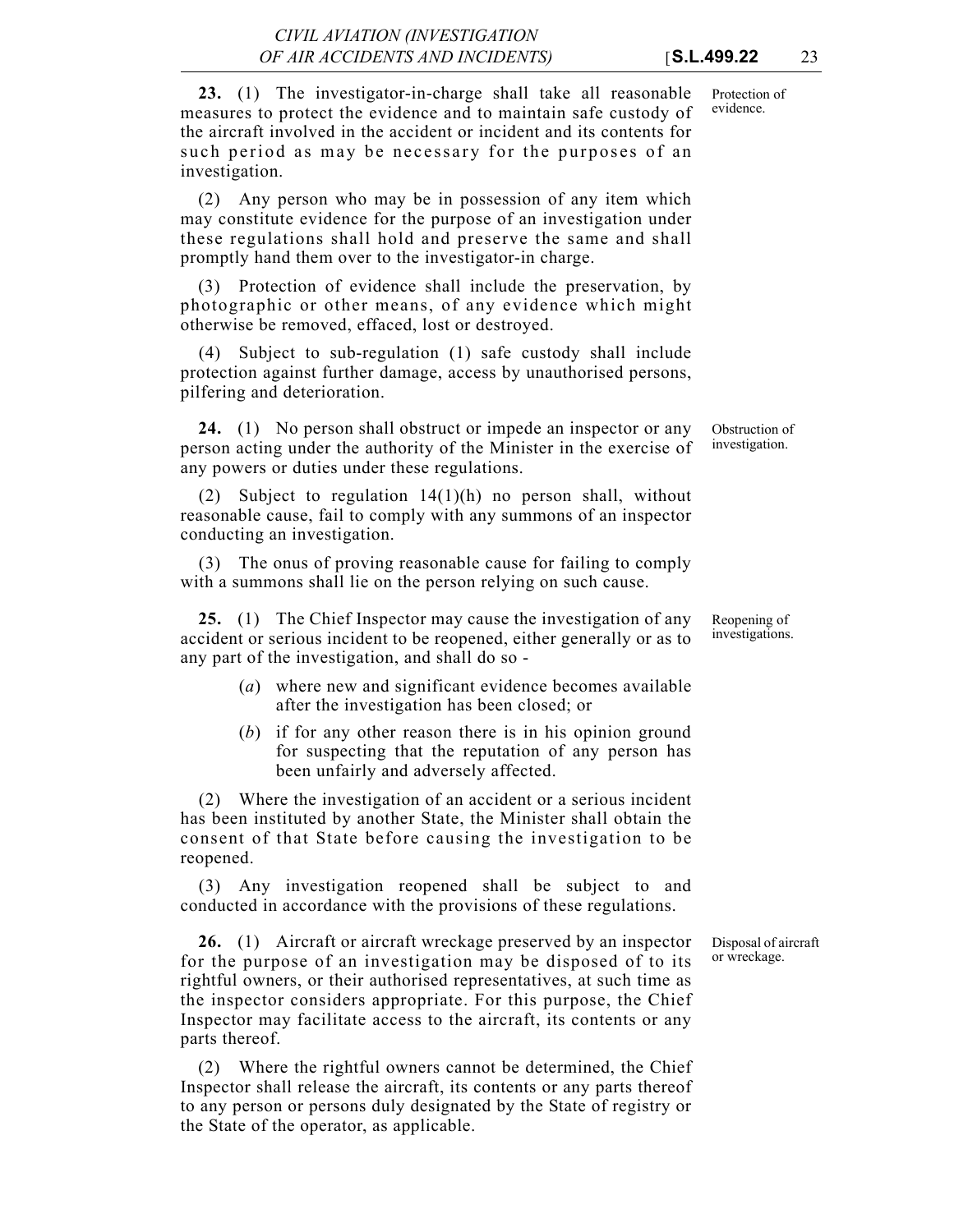**23.** (1) The investigator-in-charge shall take all reasonable measures to protect the evidence and to maintain safe custody of the aircraft involved in the accident or incident and its contents for such period as may be necessary for the purposes of an investigation.

Protection of evidence.

(2) Any person who may be in possession of any item which may constitute evidence for the purpose of an investigation under these regulations shall hold and preserve the same and shall promptly hand them over to the investigator-in charge.

(3) Protection of evidence shall include the preservation, by photographic or other means, of any evidence which might otherwise be removed, effaced, lost or destroyed.

(4) Subject to sub-regulation (1) safe custody shall include protection against further damage, access by unauthorised persons, pilfering and deterioration.

**24.** (1) No person shall obstruct or impede an inspector or any person acting under the authority of the Minister in the exercise of any powers or duties under these regulations.

Obstruction of investigation.

(2) Subject to regulation 14(1)(h) no person shall, without reasonable cause, fail to comply with any summons of an inspector conducting an investigation.

(3) The onus of proving reasonable cause for failing to comply with a summons shall lie on the person relying on such cause.

**25.** (1) The Chief Inspector may cause the investigation of any accident or serious incident to be reopened, either generally or as to any part of the investigation, and shall do so -

Reopening of investigations.

(*a*) where new and significant evidence becomes available after the investigation has been closed; or

(*b*) if for any other reason there is in his opinion ground for suspecting that the reputation of any person has been unfairly and adversely affected.

(2) Where the investigation of an accident or a serious incident has been instituted by another State, the Minister shall obtain the consent of that State before causing the investigation to be reopened.

(3) Any investigation reopened shall be subject to and conducted in accordance with the provisions of these regulations.

**26.** (1) Aircraft or aircraft wreckage preserved by an inspector for the purpose of an investigation may be disposed of to its rightful owners, or their authorised representatives, at such time as the inspector considers appropriate. For this purpose, the Chief Inspector may facilitate access to the aircraft, its contents or any parts thereof.

Disposal of aircraft or wreckage.

(2) Where the rightful owners cannot be determined, the Chief Inspector shall release the aircraft, its contents or any parts thereof to any person or persons duly designated by the State of registry or the State of the operator, as applicable.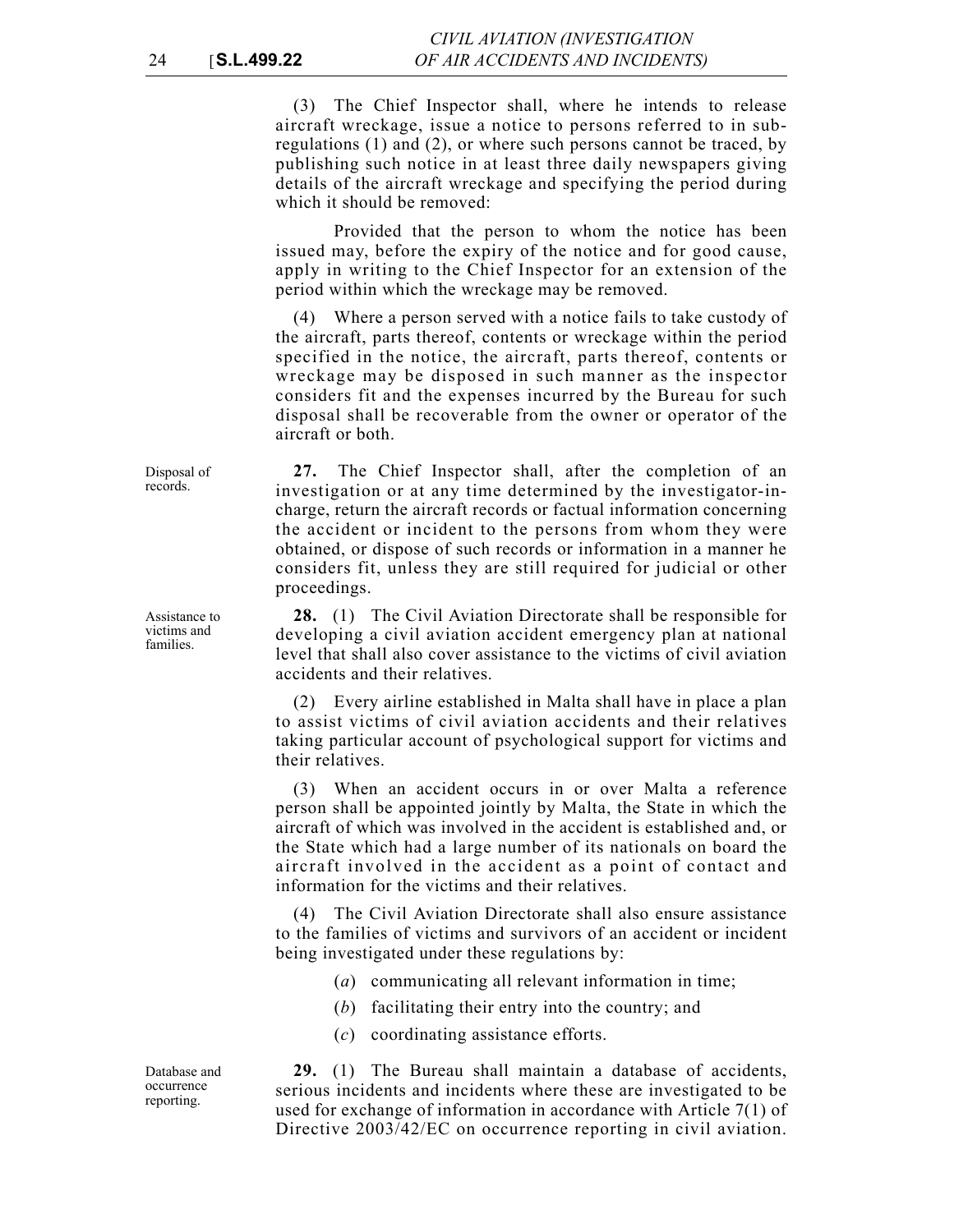(3) The Chief Inspector shall, where he intends to release aircraft wreckage, issue a notice to persons referred to in sub-regulations (1) and (2), or where such persons cannot be traced, by publishing such notice in at least three daily newspapers giving details of the aircraft wreckage and specifying the period during which it should be removed:

Provided that the person to whom the notice has been issued may, before the expiry of the notice and for good cause, apply in writing to the Chief Inspector for an extension of the period within which the wreckage may be removed.

(4) Where a person served with a notice fails to take custody of the aircraft, parts thereof, contents or wreckage within the period specified in the notice, the aircraft, parts thereof, contents or wreckage may be disposed in such manner as the inspector considers fit and the expenses incurred by the Bureau for such disposal shall be recoverable from the owner or operator of the aircraft or both.

Disposal of records.

**27.** The Chief Inspector shall, after the completion of an investigation or at any time determined by the investigator-in-charge, return the aircraft records or factual information concerning the accident or incident to the persons from whom they were obtained, or dispose of such records or information in a manner he considers fit, unless they are still required for judicial or other proceedings.

Assistance to victims and families.

**28.** (1) The Civil Aviation Directorate shall be responsible for developing a civil aviation accident emergency plan at national level that shall also cover assistance to the victims of civil aviation accidents and their relatives.

(2) Every airline established in Malta shall have in place a plan to assist victims of civil aviation accidents and their relatives taking particular account of psychological support for victims and their relatives.

(3) When an accident occurs in or over Malta a reference person shall be appointed jointly by Malta, the State in which the aircraft of which was involved in the accident is established and, or the State which had a large number of its nationals on board the aircraft involved in the accident as a point of contact and information for the victims and their relatives.

(4) The Civil Aviation Directorate shall also ensure assistance to the families of victims and survivors of an accident or incident being investigated under these regulations by:

(*a*) communicating all relevant information in time;

(*b*) facilitating their entry into the country; and

(*c*) coordinating assistance efforts.

Database and occurrence reporting.

**29.** (1) The Bureau shall maintain a database of accidents, serious incidents and incidents where these are investigated to be used for exchange of information in accordance with Article 7(1) of Directive 2003/42/EC on occurrence reporting in civil aviation.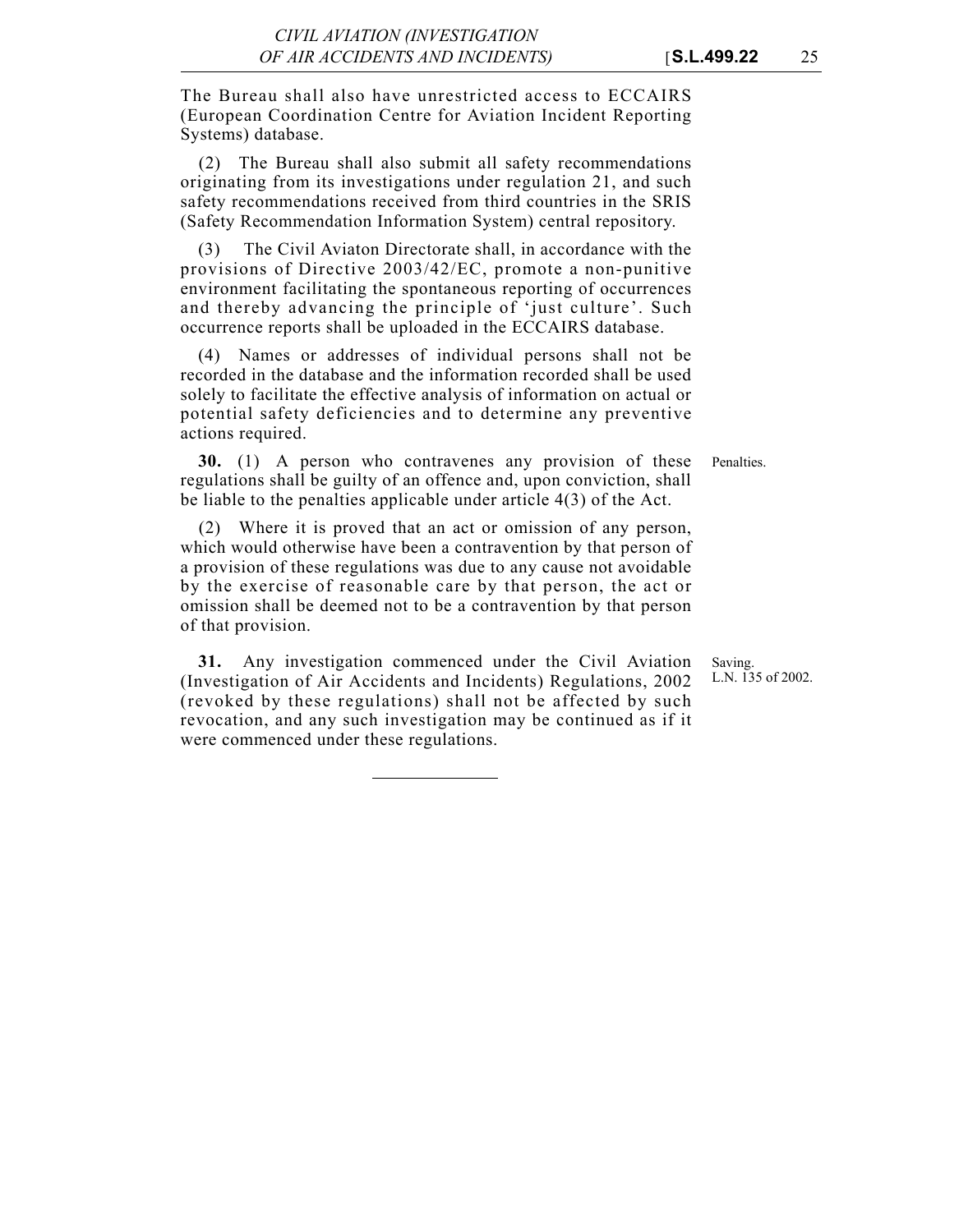The Bureau shall also have unrestricted access to ECCAIRS (European Coordination Centre for Aviation Incident Reporting Systems) database.

(2) The Bureau shall also submit all safety recommendations originating from its investigations under regulation 21, and such safety recommendations received from third countries in the SRIS (Safety Recommendation Information System) central repository.

(3) The Civil Aviaton Directorate shall, in accordance with the provisions of Directive 2003/42/EC, promote a non-punitive environment facilitating the spontaneous reporting of occurrences and thereby advancing the principle of 'just culture'. Such occurrence reports shall be uploaded in the ECCAIRS database.

(4) Names or addresses of individual persons shall not be recorded in the database and the information recorded shall be used solely to facilitate the effective analysis of information on actual or potential safety deficiencies and to determine any preventive actions required.

Penalties.

**30.** (1) A person who contravenes any provision of these regulations shall be guilty of an offence and, upon conviction, shall be liable to the penalties applicable under article 4(3) of the Act.

(2) Where it is proved that an act or omission of any person, which would otherwise have been a contravention by that person of a provision of these regulations was due to any cause not avoidable by the exercise of reasonable care by that person, the act or omission shall be deemed not to be a contravention by that person of that provision.

Saving.
L.N. 135 of 2002.

**31.** Any investigation commenced under the Civil Aviation (Investigation of Air Accidents and Incidents) Regulations, 2002 (revoked by these regulations) shall not be affected by such revocation, and any such investigation may be continued as if it were commenced under these regulations.